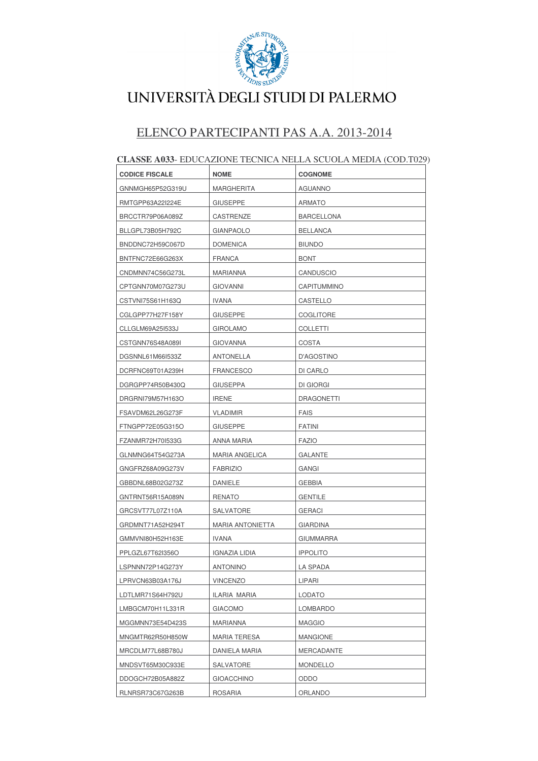# UNIVERSITÀ DEGLI STUDI DI PALERMO

## ELENCO PARTECIPANTI PAS A.A. 2013-2014

**CLASSE A033**- EDUCAZIONE TECNICA NELLA SCUOLA MEDIA (COD.T029)

| CODICE FISCALE | NOME | COGNOME |
|---|---|---|
| GNNMGH65P52G319U | MARGHERITA | AGUANNO |
| RMTGPP63A22I224E | GIUSEPPE | ARMATO |
| BRCCTR79P06A089Z | CASTRENZE | BARCELLONA |
| BLLGPL73B05H792C | GIANPAOLO | BELLANCA |
| BNDDNC72H59C067D | DOMENICA | BIUNDO |
| BNTFNC72E66G263X | FRANCA | BONT |
| CNDMNN74C56G273L | MARIANNA | CANDUSCIO |
| CPTGNN70M07G273U | GIOVANNI | CAPITUMMINO |
| CSTVNI75S61H163Q | IVANA | CASTELLO |
| CGLGPP77H27F158Y | GIUSEPPE | COGLITORE |
| CLLGLM69A25I533J | GIROLAMO | COLLETTI |
| CSTGNN76S48A089I | GIOVANNA | COSTA |
| DGSNNL61M66I533Z | ANTONELLA | D'AGOSTINO |
| DCRFNC69T01A239H | FRANCESCO | DI CARLO |
| DGRGPP74R50B430Q | GIUSEPPA | DI GIORGI |
| DRGRNI79M57H163O | IRENE | DRAGONETTI |
| FSAVDM62L26G273F | VLADIMIR | FAIS |
| FTNGPP72E05G315O | GIUSEPPE | FATINI |
| FZANMR72H70I533G | ANNA MARIA | FAZIO |
| GLNMNG64T54G273A | MARIA ANGELICA | GALANTE |
| GNGFRZ68A09G273V | FABRIZIO | GANGI |
| GBBDNL68B02G273Z | DANIELE | GEBBIA |
| GNTRNT56R15A089N | RENATO | GENTILE |
| GRCSVT77L07Z110A | SALVATORE | GERACI |
| GRDMNT71A52H294T | MARIA ANTONIETTA | GIARDINA |
| GMMVNI80H52H163E | IVANA | GIUMMARRA |
| PPLGZL67T62I356O | IGNAZIA LIDIA | IPPOLITO |
| LSPNNN72P14G273Y | ANTONINO | LA SPADA |
| LPRVCN63B03A176J | VINCENZO | LIPARI |
| LDTLMR71S64H792U | ILARIA MARIA | LODATO |
| LMBGCM70H11L331R | GIACOMO | LOMBARDO |
| MGGMNN73E54D423S | MARIANNA | MAGGIO |
| MNGMTR62R50H850W | MARIA TERESA | MANGIONE |
| MRCDLM77L68B780J | DANIELA MARIA | MERCADANTE |
| MNDSVT65M30C933E | SALVATORE | MONDELLO |
| DDOGCH72B05A882Z | GIOACCHINO | ODDO |
| RLNRSR73C67G263B | ROSARIA | ORLANDO |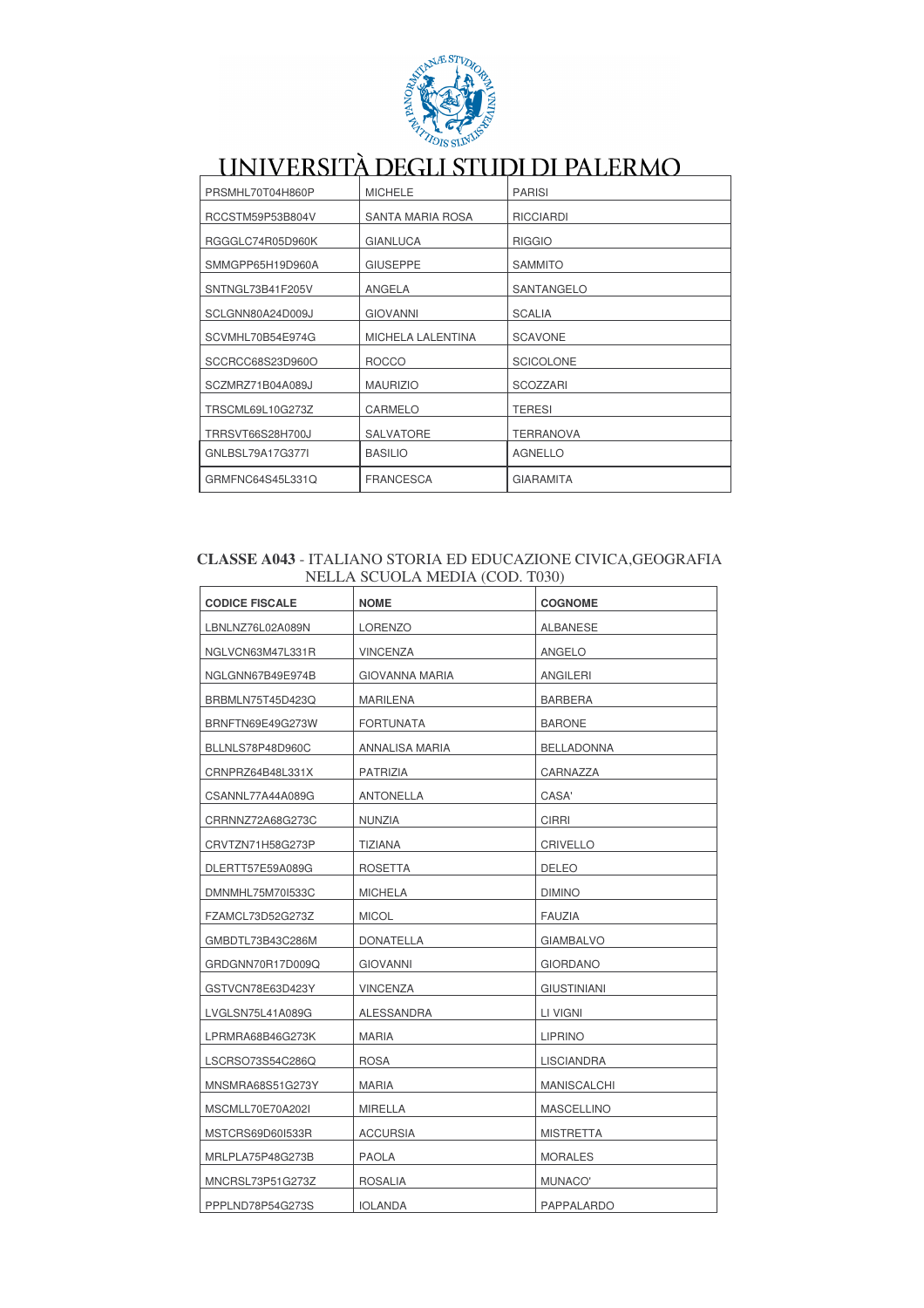# UNIVERSITÀ DEGLI STUDI DI PALERMO

| | | |
|---|---|---|
| PRSMHL70T04H860P | MICHELE | PARISI |
| RCCSTM59P53B804V | SANTA MARIA ROSA | RICCIARDI |
| RGGGLC74R05D960K | GIANLUCA | RIGGIO |
| SMMGPP65H19D960A | GIUSEPPE | SAMMITO |
| SNTNGL73B41F205V | ANGELA | SANTANGELO |
| SCLGNN80A24D009J | GIOVANNI | SCALIA |
| SCVMHL70B54E974G | MICHELA LALENTINA | SCAVONE |
| SCCRCC68S23D960O | ROCCO | SCICOLONE |
| SCZMRZ71B04A089J | MAURIZIO | SCOZZARI |
| TRSCML69L10G273Z | CARMELO | TERESI |
| TRRSVT66S28H700J | SALVATORE | TERRANOVA |
| GNLBSL79A17G377I | BASILIO | AGNELLO |
| GRMFNC64S45L331Q | FRANCESCA | GIARAMITA |

**CLASSE A043** - ITALIANO STORIA ED EDUCAZIONE CIVICA,GEOGRAFIA NELLA SCUOLA MEDIA (COD. T030)

| CODICE FISCALE | NOME | COGNOME |
|---|---|---|
| LBNLNZ76L02A089N | LORENZO | ALBANESE |
| NGLVCN63M47L331R | VINCENZA | ANGELO |
| NGLGNN67B49E974B | GIOVANNA MARIA | ANGILERI |
| BRBMLN75T45D423Q | MARILENA | BARBERA |
| BRNFTN69E49G273W | FORTUNATA | BARONE |
| BLLNLS78P48D960C | ANNALISA MARIA | BELLADONNA |
| CRNPRZ64B48L331X | PATRIZIA | CARNAZZA |
| CSANNL77A44A089G | ANTONELLA | CASA' |
| CRRNNZ72A68G273C | NUNZIA | CIRRI |
| CRVTZN71H58G273P | TIZIANA | CRIVELLO |
| DLERTT57E59A089G | ROSETTA | DELEO |
| DMNMHL75M70I533C | MICHELA | DIMINO |
| FZAMCL73D52G273Z | MICOL | FAUZIA |
| GMBDTL73B43C286M | DONATELLA | GIAMBALVO |
| GRDGNN70R17D009Q | GIOVANNI | GIORDANO |
| GSTVCN78E63D423Y | VINCENZA | GIUSTINIANI |
| LVGLSN75L41A089G | ALESSANDRA | LI VIGNI |
| LPRMRA68B46G273K | MARIA | LIPRINO |
| LSCRSO73S54C286Q | ROSA | LISCIANDRA |
| MNSMRA68S51G273Y | MARIA | MANISCALCHI |
| MSCMLL70E70A202I | MIRELLA | MASCELLINO |
| MSTCRS69D60I533R | ACCURSIA | MISTRETTA |
| MRLPLA75P48G273B | PAOLA | MORALES |
| MNCRSL73P51G273Z | ROSALIA | MUNACO' |
| PPPLND78P54G273S | IOLANDA | PAPPALARDO |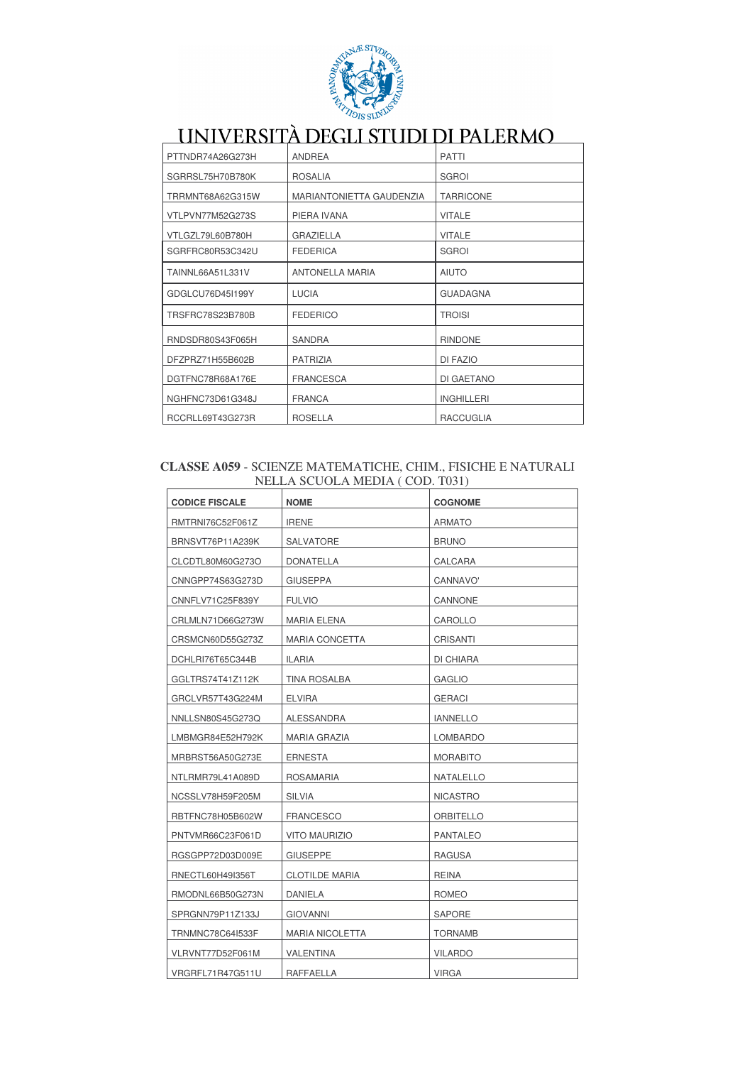# UNIVERSITÀ DEGLI STUDI DI PALERMO

| | | |
|---|---|---|
| PTTNDR74A26G273H | ANDREA | PATTI |
| SGRRSL75H70B780K | ROSALIA | SGROI |
| TRRMNT68A62G315W | MARIANTONIETTA GAUDENZIA | TARRICONE |
| VTLPVN77M52G273S | PIERA IVANA | VITALE |
| VTLGZL79L60B780H | GRAZIELLA | VITALE |
| SGRFRC80R53C342U | FEDERICA | SGROI |
| TAINNL66A51L331V | ANTONELLA MARIA | AIUTO |
| GDGLCU76D45I199Y | LUCIA | GUADAGNA |
| TRSFRC78S23B780B | FEDERICO | TROISI |
| RNDSDR80S43F065H | SANDRA | RINDONE |
| DFZPRZ71H55B602B | PATRIZIA | DI FAZIO |
| DGTFNC78R68A176E | FRANCESCA | DI GAETANO |
| NGHFNC73D61G348J | FRANCA | INGHILLERI |
| RCCRLL69T43G273R | ROSELLA | RACCUGLIA |

**CLASSE A059** - SCIENZE MATEMATICHE, CHIM., FISICHE E NATURALI NELLA SCUOLA MEDIA ( COD. T031)

| CODICE FISCALE | NOME | COGNOME |
|---|---|---|
| RMTRNI76C52F061Z | IRENE | ARMATO |
| BRNSVT76P11A239K | SALVATORE | BRUNO |
| CLCDTL80M60G273O | DONATELLA | CALCARA |
| CNNGPP74S63G273D | GIUSEPPA | CANNAVO' |
| CNNFLV71C25F839Y | FULVIO | CANNONE |
| CRLMLN71D66G273W | MARIA ELENA | CAROLLO |
| CRSMCN60D55G273Z | MARIA CONCETTA | CRISANTI |
| DCHLRI76T65C344B | ILARIA | DI CHIARA |
| GGLTRS74T41Z112K | TINA ROSALBA | GAGLIO |
| GRCLVR57T43G224M | ELVIRA | GERACI |
| NNLLSN80S45G273Q | ALESSANDRA | IANNELLO |
| LMBMGR84E52H792K | MARIA GRAZIA | LOMBARDO |
| MRBRST56A50G273E | ERNESTA | MORABITO |
| NTLRMR79L41A089D | ROSAMARIA | NATALELLO |
| NCSSLV78H59F205M | SILVIA | NICASTRO |
| RBTFNC78H05B602W | FRANCESCO | ORBITELLO |
| PNTVMR66C23F061D | VITO MAURIZIO | PANTALEO |
| RGSGPP72D03D009E | GIUSEPPE | RAGUSA |
| RNECTL60H49I356T | CLOTILDE MARIA | REINA |
| RMODNL66B50G273N | DANIELA | ROMEO |
| SPRGNN79P11Z133J | GIOVANNI | SAPORE |
| TRNMNC78C64I533F | MARIA NICOLETTA | TORNAMB |
| VLRVNT77D52F061M | VALENTINA | VILARDO |
| VRGRFL71R47G511U | RAFFAELLA | VIRGA |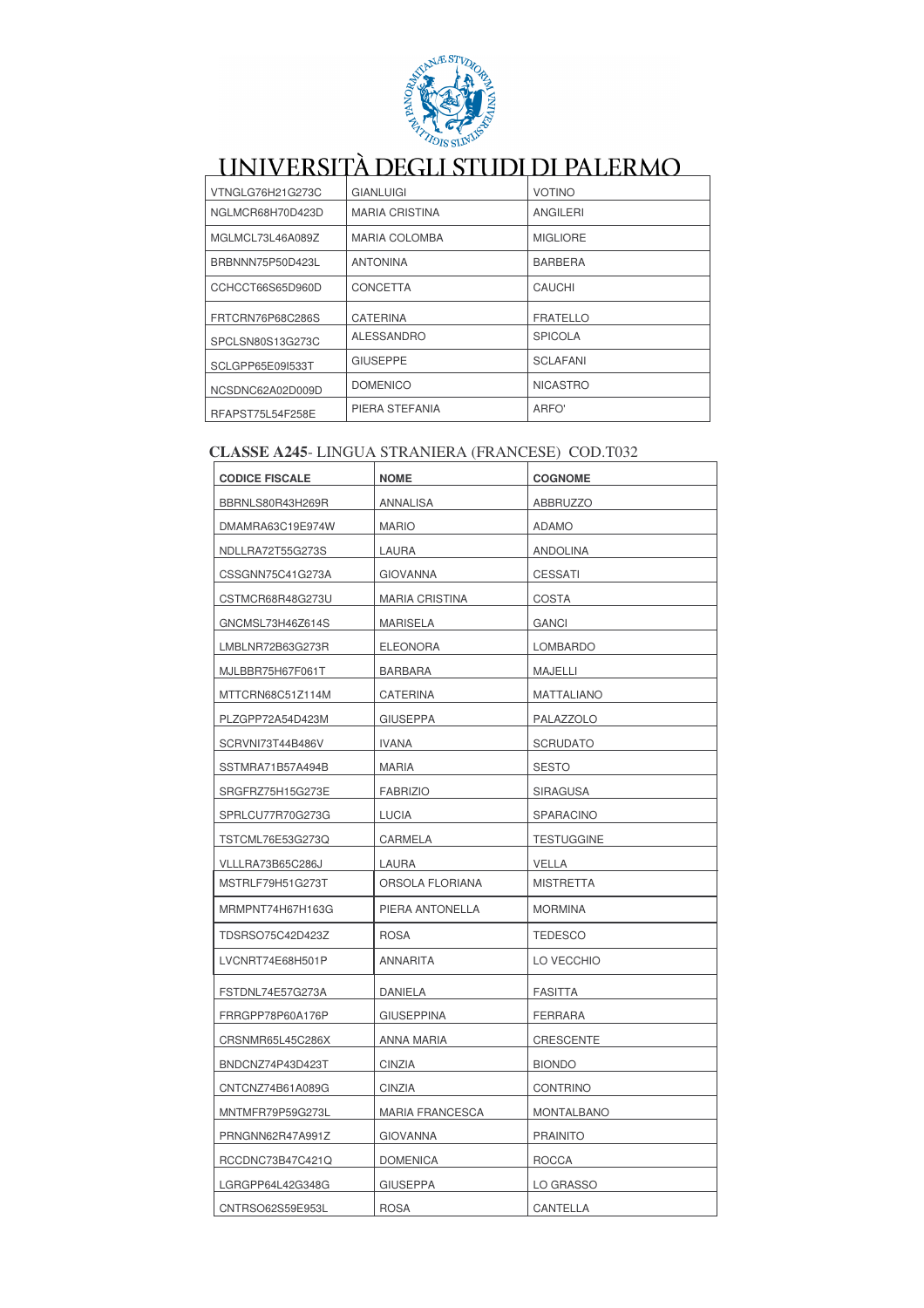# UNIVERSITÀ DEGLI STUDI DI PALERMO

| | | |
|---|---|---|
| VTNGLG76H21G273C | GIANLUIGI | VOTINO |
| NGLMCR68H70D423D | MARIA CRISTINA | ANGILERI |
| MGLMCL73L46A089Z | MARIA COLOMBA | MIGLIORE |
| BRBNNN75P50D423L | ANTONINA | BARBERA |
| CCHCCT66S65D960D | CONCETTA | CAUCHI |
| FRTCRN76P68C286S | CATERINA | FRATELLO |
| SPCLSN80S13G273C | ALESSANDRO | SPICOLA |
| SCLGPP65E09I533T | GIUSEPPE | SCLAFANI |
| NCSDNC62A02D009D | DOMENICO | NICASTRO |
| RFAPST75L54F258E | PIERA STEFANIA | ARFO' |

## CLASSE A245- LINGUA STRANIERA (FRANCESE) COD.T032

| CODICE FISCALE | NOME | COGNOME |
|---|---|---|
| BBRNLS80R43H269R | ANNALISA | ABBRUZZO |
| DMAMRA63C19E974W | MARIO | ADAMO |
| NDLLRA72T55G273S | LAURA | ANDOLINA |
| CSSGNN75C41G273A | GIOVANNA | CESSATI |
| CSTMCR68R48G273U | MARIA CRISTINA | COSTA |
| GNCMSL73H46Z614S | MARISELA | GANCI |
| LMBLNR72B63G273R | ELEONORA | LOMBARDO |
| MJLBBR75H67F061T | BARBARA | MAJELLI |
| MTTCRN68C51Z114M | CATERINA | MATTALIANO |
| PLZGPP72A54D423M | GIUSEPPA | PALAZZOLO |
| SCRVNI73T44B486V | IVANA | SCRUDATO |
| SSTMRA71B57A494B | MARIA | SESTO |
| SRGFRZ75H15G273E | FABRIZIO | SIRAGUSA |
| SPRLCU77R70G273G | LUCIA | SPARACINO |
| TSTCML76E53G273Q | CARMELA | TESTUGGINE |
| VLLLRA73B65C286J | LAURA | VELLA |
| MSTRLF79H51G273T | ORSOLA FLORIANA | MISTRETTA |
| MRMPNT74H67H163G | PIERA ANTONELLA | MORMINA |
| TDSRSO75C42D423Z | ROSA | TEDESCO |
| LVCNRT74E68H501P | ANNARITA | LO VECCHIO |
| FSTDNL74E57G273A | DANIELA | FASITTA |
| FRRGPP78P60A176P | GIUSEPPINA | FERRARA |
| CRSNMR65L45C286X | ANNA MARIA | CRESCENTE |
| BNDCNZ74P43D423T | CINZIA | BIONDO |
| CNTCNZ74B61A089G | CINZIA | CONTRINO |
| MNTMFR79P59G273L | MARIA FRANCESCA | MONTALBANO |
| PRNGNN62R47A991Z | GIOVANNA | PRAINITO |
| RCCDNC73B47C421Q | DOMENICA | ROCCA |
| LGRGPP64L42G348G | GIUSEPPA | LO GRASSO |
| CNTRSO62S59E953L | ROSA | CANTELLA |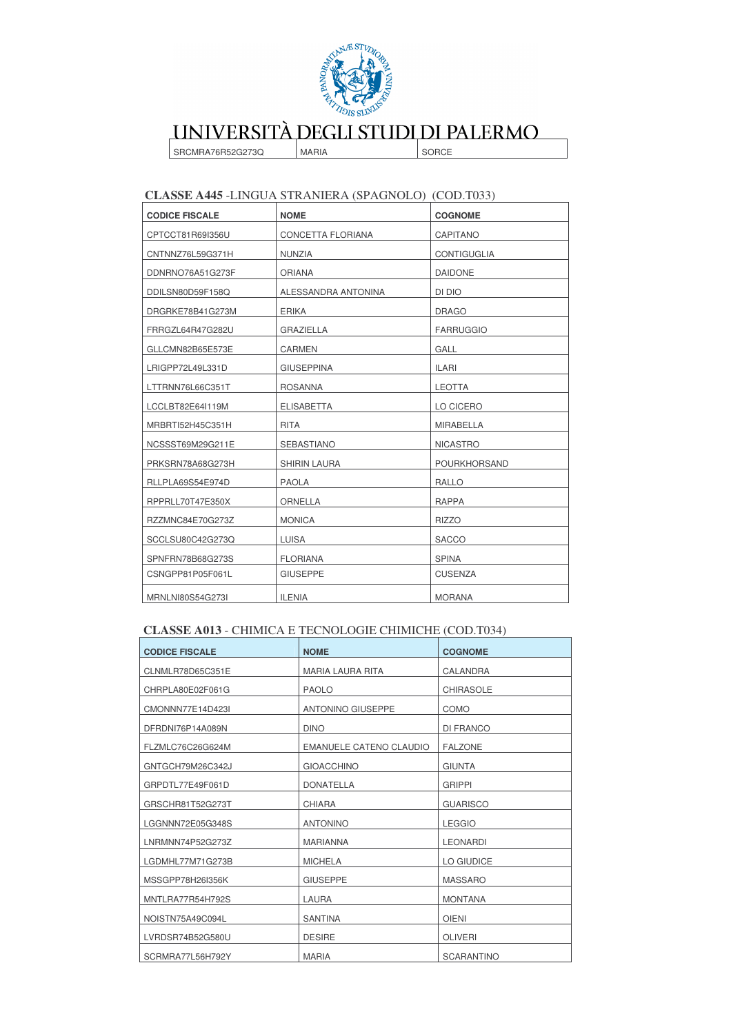# UNIVERSITÀ DEGLI STUDI DI PALERMO

| SRCMRA76R52G273Q | MARIA | SORCE |
|---|---|---|

## CLASSE A445 -LINGUA STRANIERA (SPAGNOLO) (COD.T033)

| CODICE FISCALE | NOME | COGNOME |
|---|---|---|
| CPTCCT81R69I356U | CONCETTA FLORIANA | CAPITANO |
| CNTNNZ76L59G371H | NUNZIA | CONTIGUGLIA |
| DDNRNO76A51G273F | ORIANA | DAIDONE |
| DDILSN80D59F158Q | ALESSANDRA ANTONINA | DI DIO |
| DRGRKE78B41G273M | ERIKA | DRAGO |
| FRRGZL64R47G282U | GRAZIELLA | FARRUGGIO |
| GLLCMN82B65E573E | CARMEN | GALL |
| LRIGPP72L49L331D | GIUSEPPINA | ILARI |
| LTTRNN76L66C351T | ROSANNA | LEOTTA |
| LCCLBT82E64I119M | ELISABETTA | LO CICERO |
| MRBRTI52H45C351H | RITA | MIRABELLA |
| NCSSST69M29G211E | SEBASTIANO | NICASTRO |
| PRKSRN78A68G273H | SHIRIN LAURA | POURKHORSAND |
| RLLPLA69S54E974D | PAOLA | RALLO |
| RPPRLL70T47E350X | ORNELLA | RAPPA |
| RZZMNC84E70G273Z | MONICA | RIZZO |
| SCCLSU80C42G273Q | LUISA | SACCO |
| SPNFRN78B68G273S | FLORIANA | SPINA |
| CSNGPP81P05F061L | GIUSEPPE | CUSENZA |
| MRNLNI80S54G273I | ILENIA | MORANA |

## CLASSE A013 - CHIMICA E TECNOLOGIE CHIMICHE (COD.T034)

| CODICE FISCALE | NOME | COGNOME |
|---|---|---|
| CLNMLR78D65C351E | MARIA LAURA RITA | CALANDRA |
| CHRPLA80E02F061G | PAOLO | CHIRASOLE |
| CMONNN77E14D423I | ANTONINO GIUSEPPE | COMO |
| DFRDNI76P14A089N | DINO | DI FRANCO |
| FLZMLC76C26G624M | EMANUELE CATENO CLAUDIO | FALZONE |
| GNTGCH79M26C342J | GIOACCHINO | GIUNTA |
| GRPDTL77E49F061D | DONATELLA | GRIPPI |
| GRSCHR81T52G273T | CHIARA | GUARISCO |
| LGGNNN72E05G348S | ANTONINO | LEGGIO |
| LNRMNN74P52G273Z | MARIANNA | LEONARDI |
| LGDMHL77M71G273B | MICHELA | LO GIUDICE |
| MSSGPP78H26I356K | GIUSEPPE | MASSARO |
| MNTLRA77R54H792S | LAURA | MONTANA |
| NOISTN75A49C094L | SANTINA | OIENI |
| LVRDSR74B52G580U | DESIRE | OLIVERI |
| SCRMRA77L56H792Y | MARIA | SCARANTINO |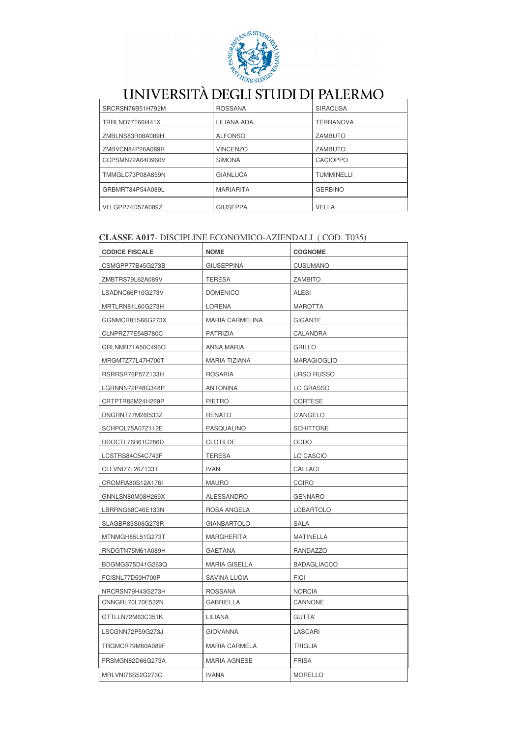# UNIVERSITÀ DEGLI STUDI DI PALERMO

| | | |
|---|---|---|
| SRCRSN76B51H792M | ROSSANA | SIRACUSA |
| TRRLND77T66I441X | LILIANA ADA | TERRANOVA |
| ZMBLNS83R08A089H | ALFONSO | ZAMBUTO |
| ZMBVCN84P26A089R | VINCENZO | ZAMBUTO |
| CCPSMN72A64D960V | SIMONA | CACIOPPO |
| TMMGLC73P08A859N | GIANLUCA | TUMMINELLI |
| GRBMRT84P54A089L | MARIARITA | GERBINO |
| VLLGPP74D57A089Z | GIUSEPPA | VELLA |

**CLASSE A017**- DISCIPLINE ECONOMICO-AZIENDALI ( COD. T035)

| CODICE FISCALE | NOME | COGNOME |
|---|---|---|
| CSMGPP77B45G273B | GIUSEPPINA | CUSUMANO |
| ZMBTRS79L62A089V | TERESA | ZAMBITO |
| LSADNC66P10G273V | DOMENICO | ALESI |
| MRTLRN81L60G273H | LORENA | MAROTTA |
| GGNMCR81S66G273X | MARIA CARMELINA | GIGANTE |
| CLNPRZ77E54B780C | PATRIZIA | CALANDRA |
| GRLNMR71A50C496O | ANNA MARIA | GRILLO |
| MRGMTZ77L47H700T | MARIA TIZIANA | MARAGIOGLIO |
| RSRRSR76P57Z133H | ROSARIA | URSO RUSSO |
| LGRNNN72P48G348P | ANTONINA | LO GRASSO |
| CRTPTR82M24H269P | PIETRO | CORTESE |
| DNGRNT77M26I533Z | RENATO | D'ANGELO |
| SCHPQL75A07Z112E | PASQUALINO | SCHITTONE |
| DDOCTL76B61C286D | CLOTILDE | ODDO |
| LCSTRS84C54C743F | TERESA | LO CASCIO |
| CLLVNI77L26Z133T | IVAN | CALLACI |
| CROMRA80S12A176I | MAURO | COIRO |
| GNNLSN80M08H269X | ALESSANDRO | GENNARO |
| LBRRNG68C46E133N | ROSA ANGELA | LOBARTOLO |
| SLAGBR83S06G273R | GIANBARTOLO | SALA |
| MTNMGH85L51G273T | MARGHERITA | MATINELLA |
| RNDGTN75M61A089H | GAETANA | RANDAZZO |
| BDGMGS75D41G263Q | MARIA GISELLA | BADAGLIACCO |
| FCISNL77D50H700P | SAVINA LUCIA | FICI |
| NRCRSN79H43G273H | ROSSANA | NORCIA |
| CNNGRL70L70E532N | GABRIELLA | CANNONE |
| GTTLLN72M63C351K | LILIANA | GUTTA' |
| LSCGNN72P59G273J | GIOVANNA | LASCARI |
| TRGMCR79M60A089F | MARIA CARMELA | TRIGLIA |
| FRSMGN82D66G273A | MARIA AGNESE | FRISA |
| MRLVNI76S52G273C | IVANA | MORELLO |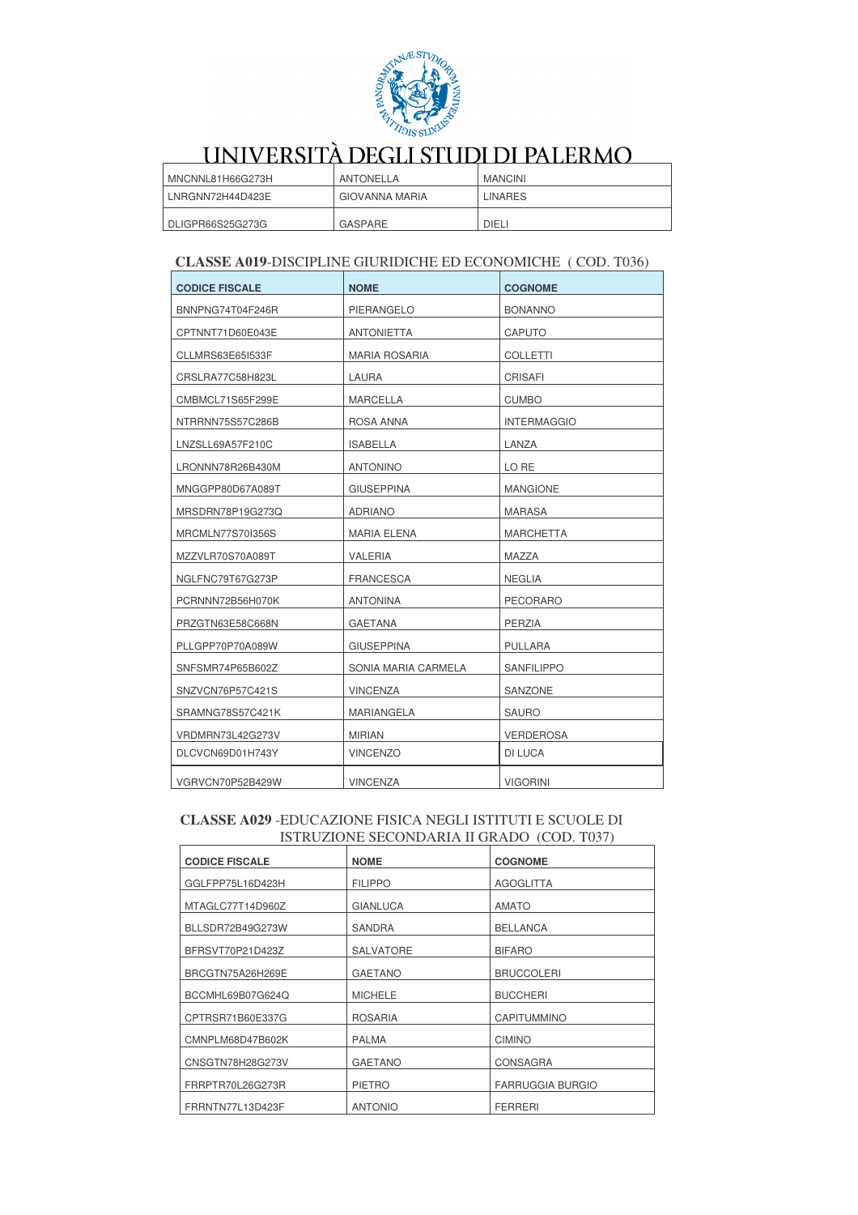# UNIVERSITÀ DEGLI STUDI DI PALERMO

| | | |
|---|---|---|
| MNCNNL81H66G273H | ANTONELLA | MANCINI |
| LNRGNN72H44D423E | GIOVANNA MARIA | LINARES |
| DLIGPR66S25G273G | GASPARE | DIELI |

## **CLASSE A019**-DISCIPLINE GIURIDICHE ED ECONOMICHE ( COD. T036)

| CODICE FISCALE | NOME | COGNOME |
|---|---|---|
| BNNPNG74T04F246R | PIERANGELO | BONANNO |
| CPTNNT71D60E043E | ANTONIETTA | CAPUTO |
| CLLMRS63E65I533F | MARIA ROSARIA | COLLETTI |
| CRSLRA77C58H823L | LAURA | CRISAFI |
| CMBMCL71S65F299E | MARCELLA | CUMBO |
| NTRRNN75S57C286B | ROSA ANNA | INTERMAGGIO |
| LNZSLL69A57F210C | ISABELLA | LANZA |
| LRONNN78R26B430M | ANTONINO | LO RE |
| MNGGPP80D67A089T | GIUSEPPINA | MANGIONE |
| MRSDRN78P19G273Q | ADRIANO | MARASA |
| MRCMLN77S70I356S | MARIA ELENA | MARCHETTA |
| MZZVLR70S70A089T | VALERIA | MAZZA |
| NGLFNC79T67G273P | FRANCESCA | NEGLIA |
| PCRNNN72B56H070K | ANTONINA | PECORARO |
| PRZGTN63E58C668N | GAETANA | PERZIA |
| PLLGPP70P70A089W | GIUSEPPINA | PULLARA |
| SNFSMR74P65B602Z | SONIA MARIA CARMELA | SANFILIPPO |
| SNZVCN76P57C421S | VINCENZA | SANZONE |
| SRAMNG78S57C421K | MARIANGELA | SAURO |
| VRDMRN73L42G273V | MIRIAN | VERDEROSA |
| DLCVCN69D01H743Y | VINCENZO | DI LUCA |
| VGRVCN70P52B429W | VINCENZA | VIGORINI |

## **CLASSE A029** -EDUCAZIONE FISICA NEGLI ISTITUTI E SCUOLE DI ISTRUZIONE SECONDARIA II GRADO (COD. T037)

| CODICE FISCALE | NOME | COGNOME |
|---|---|---|
| GGLFPP75L16D423H | FILIPPO | AGOGLITTA |
| MTAGLC77T14D960Z | GIANLUCA | AMATO |
| BLLSDR72B49G273W | SANDRA | BELLANCA |
| BFRSVT70P21D423Z | SALVATORE | BIFARO |
| BRCGTN75A26H269E | GAETANO | BRUCCOLERI |
| BCCMHL69B07G624Q | MICHELE | BUCCHERI |
| CPTRSR71B60E337G | ROSARIA | CAPITUMMINO |
| CMNPLM68D47B602K | PALMA | CIMINO |
| CNSGTN78H28G273V | GAETANO | CONSAGRA |
| FRRPTR70L26G273R | PIETRO | FARRUGGIA BURGIO |
| FRRNTN77L13D423F | ANTONIO | FERRERI |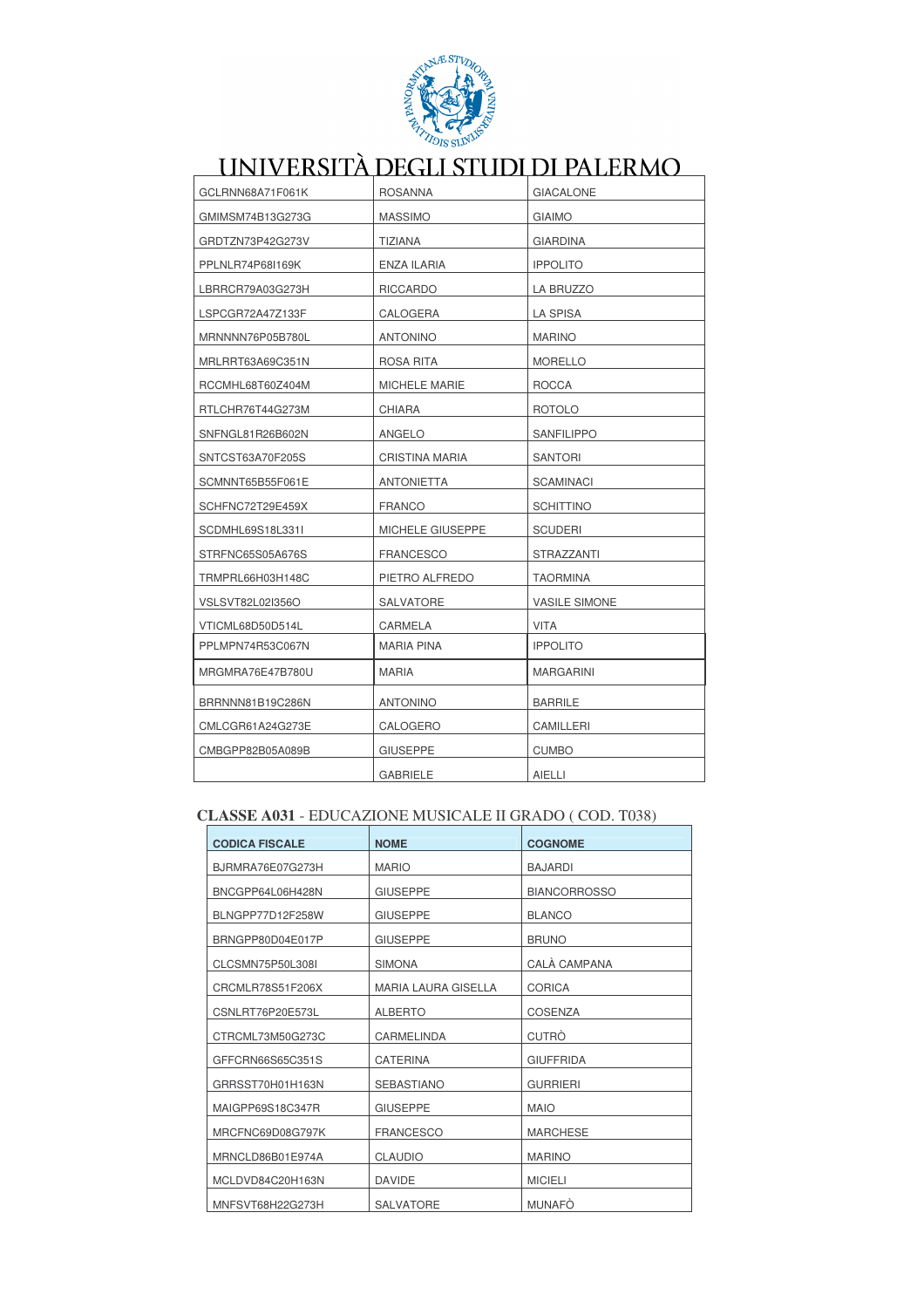# UNIVERSITÀ DEGLI STUDI DI PALERMO

| | | |
|---|---|---|
| GCLRNN68A71F061K | ROSANNA | GIACALONE |
| GMIMSM74B13G273G | MASSIMO | GIAIMO |
| GRDTZN73P42G273V | TIZIANA | GIARDINA |
| PPLNLR74P68I169K | ENZA ILARIA | IPPOLITO |
| LBRRCR79A03G273H | RICCARDO | LA BRUZZO |
| LSPCGR72A47Z133F | CALOGERA | LA SPISA |
| MRNNNN76P05B780L | ANTONINO | MARINO |
| MRLRRT63A69C351N | ROSA RITA | MORELLO |
| RCCMHL68T60Z404M | MICHELE MARIE | ROCCA |
| RTLCHR76T44G273M | CHIARA | ROTOLO |
| SNFNGL81R26B602N | ANGELO | SANFILIPPO |
| SNTCST63A70F205S | CRISTINA MARIA | SANTORI |
| SCMNNT65B55F061E | ANTONIETTA | SCAMINACI |
| SCHFNC72T29E459X | FRANCO | SCHITTINO |
| SCDMHL69S18L331I | MICHELE GIUSEPPE | SCUDERI |
| STRFNC65S05A676S | FRANCESCO | STRAZZANTI |
| TRMPRL66H03H148C | PIETRO ALFREDO | TAORMINA |
| VSLSVT82L02I356O | SALVATORE | VASILE SIMONE |
| VTICML68D50D514L | CARMELA | VITA |
| PPLMPN74R53C067N | MARIA PINA | IPPOLITO |
| MRGMRA76E47B780U | MARIA | MARGARINI |
| BRRNNN81B19C286N | ANTONINO | BARRILE |
| CMLCGR61A24G273E | CALOGERO | CAMILLERI |
| CMBGPP82B05A089B | GIUSEPPE | CUMBO |
| | GABRIELE | AIELLI |

**CLASSE A031** - EDUCAZIONE MUSICALE II GRADO ( COD. T038)

| CODICA FISCALE | NOME | COGNOME |
|---|---|---|
| BJRMRA76E07G273H | MARIO | BAJARDI |
| BNCGPP64L06H428N | GIUSEPPE | BIANCORROSSO |
| BLNGPP77D12F258W | GIUSEPPE | BLANCO |
| BRNGPP80D04E017P | GIUSEPPE | BRUNO |
| CLCSMN75P50L308I | SIMONA | CALÀ CAMPANA |
| CRCMLR78S51F206X | MARIA LAURA GISELLA | CORICA |
| CSNLRT76P20E573L | ALBERTO | COSENZA |
| CTRCML73M50G273C | CARMELINDA | CUTRÒ |
| GFFCRN66S65C351S | CATERINA | GIUFFRIDA |
| GRRSST70H01H163N | SEBASTIANO | GURRIERI |
| MAIGPP69S18C347R | GIUSEPPE | MAIO |
| MRCFNC69D08G797K | FRANCESCO | MARCHESE |
| MRNCLD86B01E974A | CLAUDIO | MARINO |
| MCLDVD84C20H163N | DAVIDE | MICIELI |
| MNFSVT68H22G273H | SALVATORE | MUNAFÒ |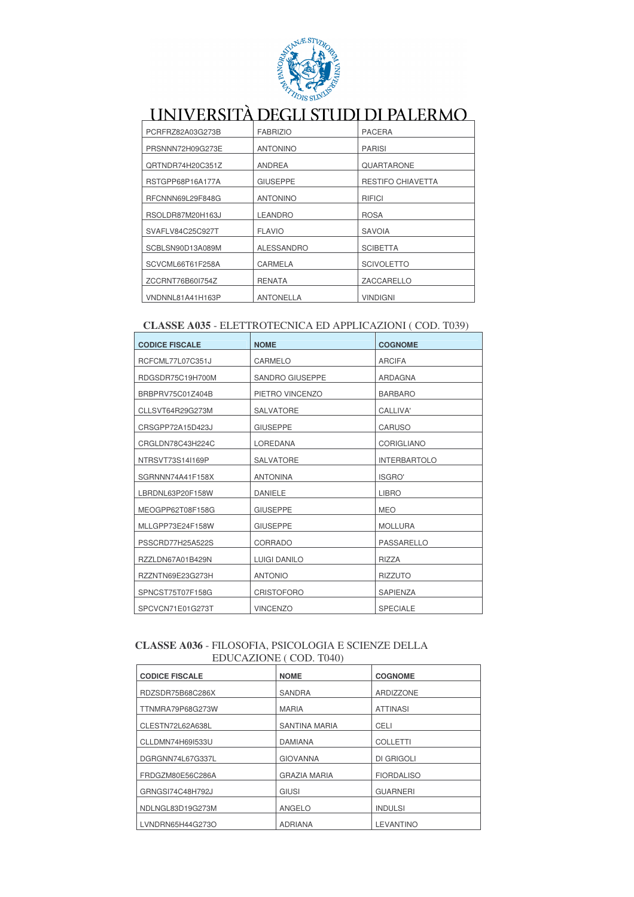UNIVERSITÀ DEGLI STUDI DI PALERMO

| PCRFRZ82A03G273B | FABRIZIO | PACERA |
|---|---|---|
| PRSNNN72H09G273E | ANTONINO | PARISI |
| QRTNDR74H20C351Z | ANDREA | QUARTARONE |
| RSTGPP68P16A177A | GIUSEPPE | RESTIFO CHIAVETTA |
| RFCNNN69L29F848G | ANTONINO | RIFICI |
| RSOLDR87M20H163J | LEANDRO | ROSA |
| SVAFLV84C25C927T | FLAVIO | SAVOIA |
| SCBLSN90D13A089M | ALESSANDRO | SCIBETTA |
| SCVCML66T61F258A | CARMELA | SCIVOLETTO |
| ZCCRNT76B60I754Z | RENATA | ZACCARELLO |
| VNDNNL81A41H163P | ANTONELLA | VINDIGNI |

**CLASSE A035** - ELETTROTECNICA ED APPLICAZIONI ( COD. T039)

| CODICE FISCALE | NOME | COGNOME |
|---|---|---|
| RCFCML77L07C351J | CARMELO | ARCIFA |
| RDGSDR75C19H700M | SANDRO GIUSEPPE | ARDAGNA |
| BRBPRV75C01Z404B | PIETRO VINCENZO | BARBARO |
| CLLSVT64R29G273M | SALVATORE | CALLIVA' |
| CRSGPP72A15D423J | GIUSEPPE | CARUSO |
| CRGLDN78C43H224C | LOREDANA | CORIGLIANO |
| NTRSVT73S14I169P | SALVATORE | INTERBARTOLO |
| SGRNNN74A41F158X | ANTONINA | ISGRO' |
| LBRDNL63P20F158W | DANIELE | LIBRO |
| MEOGPP62T08F158G | GIUSEPPE | MEO |
| MLLGPP73E24F158W | GIUSEPPE | MOLLURA |
| PSSCRD77H25A522S | CORRADO | PASSARELLO |
| RZZLDN67A01B429N | LUIGI DANILO | RIZZA |
| RZZNTN69E23G273H | ANTONIO | RIZZUTO |
| SPNCST75T07F158G | CRISTOFORO | SAPIENZA |
| SPCVCN71E01G273T | VINCENZO | SPECIALE |

**CLASSE A036** - FILOSOFIA, PSICOLOGIA E SCIENZE DELLA EDUCAZIONE ( COD. T040)

| CODICE FISCALE | NOME | COGNOME |
|---|---|---|
| RDZSDR75B68C286X | SANDRA | ARDIZZONE |
| TTNMRA79P68G273W | MARIA | ATTINASI |
| CLESTN72L62A638L | SANTINA MARIA | CELI |
| CLLDMN74H69I533U | DAMIANA | COLLETTI |
| DGRGNN74L67G337L | GIOVANNA | DI GRIGOLI |
| FRDGZM80E56C286A | GRAZIA MARIA | FIORDALISO |
| GRNGSI74C48H792J | GIUSI | GUARNERI |
| NDLNGL83D19G273M | ANGELO | INDULSI |
| LVNDRN65H44G273O | ADRIANA | LEVANTINO |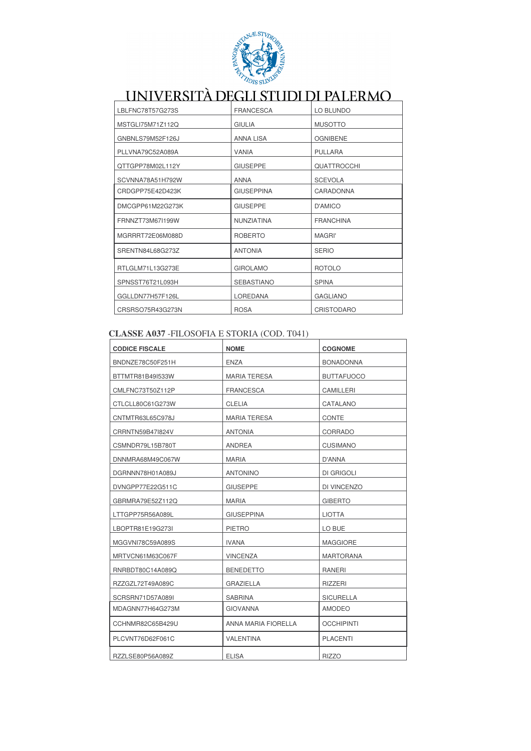# UNIVERSITÀ DEGLI STUDI DI PALERMO

| | | |
|---|---|---|
| LBLFNC78T57G273S | FRANCESCA | LO BLUNDO |
| MSTGLI75M71Z112Q | GIULIA | MUSOTTO |
| GNBNLS79M52F126J | ANNA LISA | OGNIBENE |
| PLLVNA79C52A089A | VANIA | PULLARA |
| QTTGPP78M02L112Y | GIUSEPPE | QUATTROCCHI |
| SCVNNA78A51H792W | ANNA | SCEVOLA |
| CRDGPP75E42D423K | GIUSEPPINA | CARADONNA |
| DMCGPP61M22G273K | GIUSEPPE | D'AMICO |
| FRNNZT73M67I199W | NUNZIATINA | FRANCHINA |
| MGRRRT72E06M088D | ROBERTO | MAGRI' |
| SRENTN84L68G273Z | ANTONIA | SERIO |
| RTLGLM71L13G273E | GIROLAMO | ROTOLO |
| SPNSST76T21L093H | SEBASTIANO | SPINA |
| GGLLDN77H57F126L | LOREDANA | GAGLIANO |
| CRSRSO75R43G273N | ROSA | CRISTODARO |

**CLASSE A037** -FILOSOFIA E STORIA (COD. T041)

| **CODICE FISCALE** | **NOME** | **COGNOME** |
|---|---|---|
| BNDNZE78C50F251H | ENZA | BONADONNA |
| BTTMTR81B49I533W | MARIA TERESA | BUTTAFUOCO |
| CMLFNC73T50Z112P | FRANCESCA | CAMILLERI |
| CTLCLL80C61G273W | CLELIA | CATALANO |
| CNTMTR63L65C978J | MARIA TERESA | CONTE |
| CRRNTN59B47I824V | ANTONIA | CORRADO |
| CSMNDR79L15B780T | ANDREA | CUSIMANO |
| DNNMRA68M49C067W | MARIA | D'ANNA |
| DGRNNN78H01A089J | ANTONINO | DI GRIGOLI |
| DVNGPP77E22G511C | GIUSEPPE | DI VINCENZO |
| GBRMRA79E52Z112Q | MARIA | GIBERTO |
| LTTGPP75R56A089L | GIUSEPPINA | LIOTTA |
| LBOPTR81E19G273I | PIETRO | LO BUE |
| MGGVNI78C59A089S | IVANA | MAGGIORE |
| MRTVCN61M63C067F | VINCENZA | MARTORANA |
| RNRBDT80C14A089Q | BENEDETTO | RANERI |
| RZZGZL72T49A089C | GRAZIELLA | RIZZERI |
| SCRSRN71D57A089I | SABRINA | SICURELLA |
| MDAGNN77H64G273M | GIOVANNA | AMODEO |
| CCHNMR82C65B429U | ANNA MARIA FIORELLA | OCCHIPINTI |
| PLCVNT76D62F061C | VALENTINA | PLACENTI |
| RZZLSE80P56A089Z | ELISA | RIZZO |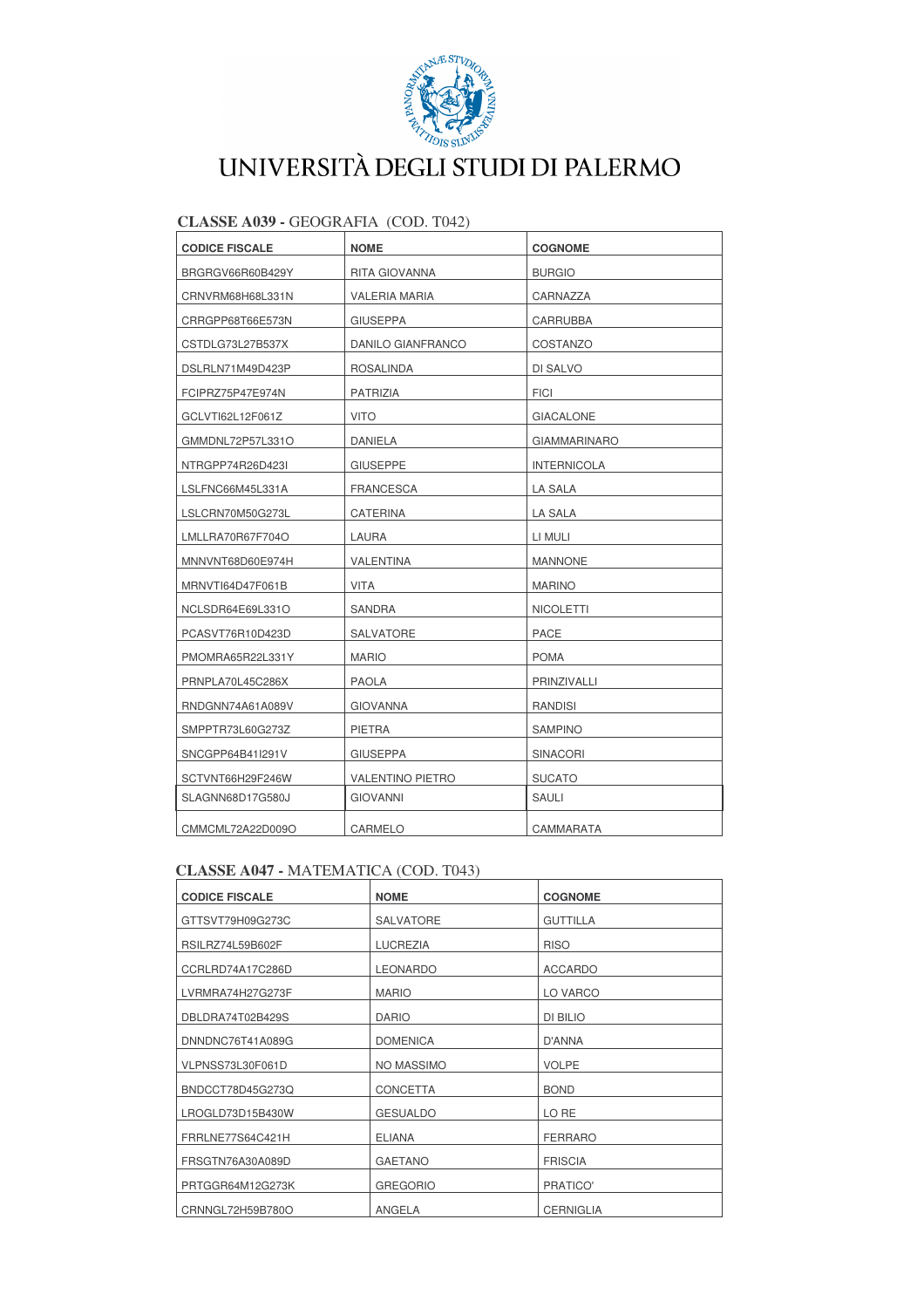# UNIVERSITÀ DEGLI STUDI DI PALERMO

**CLASSE A039 -** GEOGRAFIA (COD. T042)

| CODICE FISCALE | NOME | COGNOME |
|---|---|---|
| BRGRGV66R60B429Y | RITA GIOVANNA | BURGIO |
| CRNVRM68H68L331N | VALERIA MARIA | CARNAZZA |
| CRRGPP68T66E573N | GIUSEPPA | CARRUBBA |
| CSTDLG73L27B537X | DANILO GIANFRANCO | COSTANZO |
| DSLRLN71M49D423P | ROSALINDA | DI SALVO |
| FCIPRZ75P47E974N | PATRIZIA | FICI |
| GCLVTI62L12F061Z | VITO | GIACALONE |
| GMMDNL72P57L331O | DANIELA | GIAMMARINARO |
| NTRGPP74R26D423I | GIUSEPPE | INTERNICOLA |
| LSLFNC66M45L331A | FRANCESCA | LA SALA |
| LSLCRN70M50G273L | CATERINA | LA SALA |
| LMLLRA70R67F704O | LAURA | LI MULI |
| MNNVNT68D60E974H | VALENTINA | MANNONE |
| MRNVTI64D47F061B | VITA | MARINO |
| NCLSDR64E69L331O | SANDRA | NICOLETTI |
| PCASVT76R10D423D | SALVATORE | PACE |
| PMOMRA65R22L331Y | MARIO | POMA |
| PRNPLA70L45C286X | PAOLA | PRINZIVALLI |
| RNDGNN74A61A089V | GIOVANNA | RANDISI |
| SMPPTR73L60G273Z | PIETRA | SAMPINO |
| SNCGPP64B41I291V | GIUSEPPA | SINACORI |
| SCTVNT66H29F246W | VALENTINO PIETRO | SUCATO |
| SLAGNN68D17G580J | GIOVANNI | SAULI |
| CMMCML72A22D009O | CARMELO | CAMMARATA |

**CLASSE A047 -** MATEMATICA (COD. T043)

| CODICE FISCALE | NOME | COGNOME |
|---|---|---|
| GTTSVT79H09G273C | SALVATORE | GUTTILLA |
| RSILRZ74L59B602F | LUCREZIA | RISO |
| CCRLRD74A17C286D | LEONARDO | ACCARDO |
| LVRMRA74H27G273F | MARIO | LO VARCO |
| DBLDRA74T02B429S | DARIO | DI BILIO |
| DNNDNC76T41A089G | DOMENICA | D'ANNA |
| VLPNSS73L30F061D | NO MASSIMO | VOLPE |
| BNDCCT78D45G273Q | CONCETTA | BOND |
| LROGLD73D15B430W | GESUALDO | LO RE |
| FRRLNE77S64C421H | ELIANA | FERRARO |
| FRSGTN76A30A089D | GAETANO | FRISCIA |
| PRTGGR64M12G273K | GREGORIO | PRATICO' |
| CRNNGL72H59B780O | ANGELA | CERNIGLIA |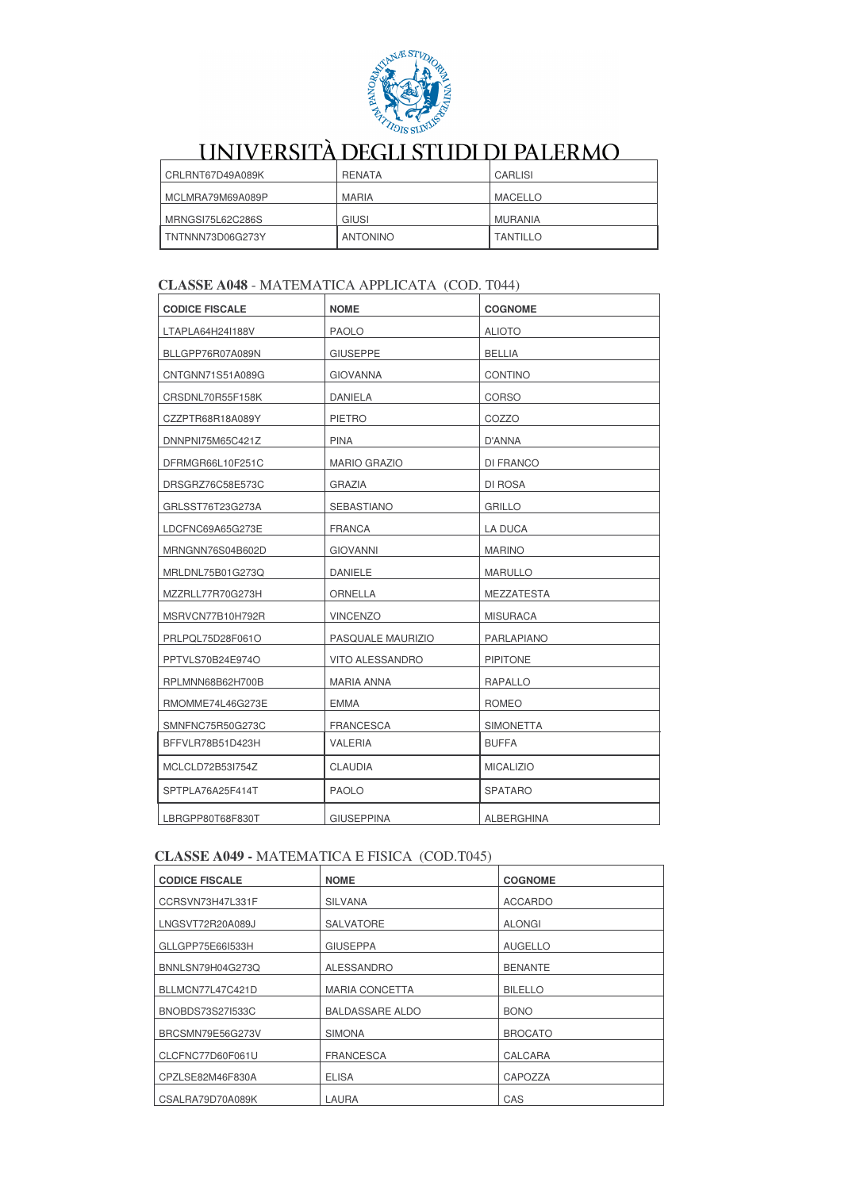UNIVERSITÀ DEGLI STUDI DI PALERMO

| | | |
|---|---|---|
| CRLRNT67D49A089K | RENATA | CARLISI |
| MCLMRA79M69A089P | MARIA | MACELLO |
| MRNGSI75L62C286S | GIUSI | MURANIA |
| TNTNNN73D06G273Y | ANTONINO | TANTILLO |

### CLASSE A048 - MATEMATICA APPLICATA (COD. T044)

| CODICE FISCALE | NOME | COGNOME |
|---|---|---|
| LTAPLA64H24I188V | PAOLO | ALIOTO |
| BLLGPP76R07A089N | GIUSEPPE | BELLIA |
| CNTGNN71S51A089G | GIOVANNA | CONTINO |
| CRSDNL70R55F158K | DANIELA | CORSO |
| CZZPTR68R18A089Y | PIETRO | COZZO |
| DNNPNI75M65C421Z | PINA | D'ANNA |
| DFRMGR66L10F251C | MARIO GRAZIO | DI FRANCO |
| DRSGRZ76C58E573C | GRAZIA | DI ROSA |
| GRLSST76T23G273A | SEBASTIANO | GRILLO |
| LDCFNC69A65G273E | FRANCA | LA DUCA |
| MRNGNN76S04B602D | GIOVANNI | MARINO |
| MRLDNL75B01G273Q | DANIELE | MARULLO |
| MZZRLL77R70G273H | ORNELLA | MEZZATESTA |
| MSRVCN77B10H792R | VINCENZO | MISURACA |
| PRLPQL75D28F061O | PASQUALE MAURIZIO | PARLAPIANO |
| PPTVLS70B24E974O | VITO ALESSANDRO | PIPITONE |
| RPLMNN68B62H700B | MARIA ANNA | RAPALLO |
| RMOMME74L46G273E | EMMA | ROMEO |
| SMNFNC75R50G273C | FRANCESCA | SIMONETTA |
| BFFVLR78B51D423H | VALERIA | BUFFA |
| MCLCLD72B53I754Z | CLAUDIA | MICALIZIO |
| SPTPLA76A25F414T | PAOLO | SPATARO |
| LBRGPP80T68F830T | GIUSEPPINA | ALBERGHINA |

### CLASSE A049 - MATEMATICA E FISICA (COD.T045)

| CODICE FISCALE | NOME | COGNOME |
|---|---|---|
| CCRSVN73H47L331F | SILVANA | ACCARDO |
| LNGSVT72R20A089J | SALVATORE | ALONGI |
| GLLGPP75E66I533H | GIUSEPPA | AUGELLO |
| BNNLSN79H04G273Q | ALESSANDRO | BENANTE |
| BLLMCN77L47C421D | MARIA CONCETTA | BILELLO |
| BNOBDS73S27I533C | BALDASSARE ALDO | BONO |
| BRCSMN79E56G273V | SIMONA | BROCATO |
| CLCFNC77D60F061U | FRANCESCA | CALCARA |
| CPZLSE82M46F830A | ELISA | CAPOZZA |
| CSALRA79D70A089K | LAURA | CAS |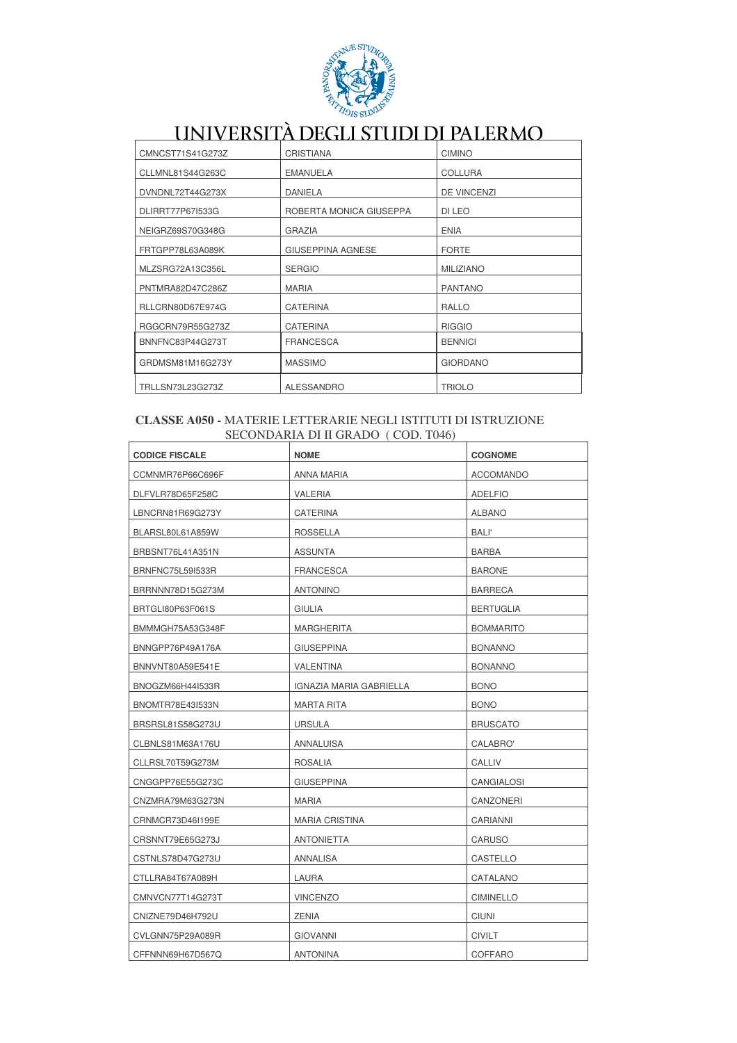UNIVERSITÀ DEGLI STUDI DI PALERMO

| | | |
|---|---|---|
| CMNCST71S41G273Z | CRISTIANA | CIMINO |
| CLLMNL81S44G263C | EMANUELA | COLLURA |
| DVNDNL72T44G273X | DANIELA | DE VINCENZI |
| DLIRRT77P67I533G | ROBERTA MONICA GIUSEPPA | DI LEO |
| NEIGRZ69S70G348G | GRAZIA | ENIA |
| FRTGPP78L63A089K | GIUSEPPINA AGNESE | FORTE |
| MLZSRG72A13C356L | SERGIO | MILIZIANO |
| PNTMRA82D47C286Z | MARIA | PANTANO |
| RLLCRN80D67E974G | CATERINA | RALLO |
| RGGCRN79R55G273Z | CATERINA | RIGGIO |
| BNNFNC83P44G273T | FRANCESCA | BENNICI |
| GRDMSM81M16G273Y | MASSIMO | GIORDANO |
| TRLLSN73L23G273Z | ALESSANDRO | TRIOLO |

**CLASSE A050 -** MATERIE LETTERARIE NEGLI ISTITUTI DI ISTRUZIONE SECONDARIA DI II GRADO ( COD. T046)

| CODICE FISCALE | NOME | COGNOME |
|---|---|---|
| CCMNMR76P66C696F | ANNA MARIA | ACCOMANDO |
| DLFVLR78D65F258C | VALERIA | ADELFIO |
| LBNCRN81R69G273Y | CATERINA | ALBANO |
| BLARSL80L61A859W | ROSSELLA | BALI' |
| BRBSNT76L41A351N | ASSUNTA | BARBA |
| BRNFNC75L59I533R | FRANCESCA | BARONE |
| BRRNNN78D15G273M | ANTONINO | BARRECA |
| BRTGLI80P63F061S | GIULIA | BERTUGLIA |
| BMMMGH75A53G348F | MARGHERITA | BOMMARITO |
| BNNGPP76P49A176A | GIUSEPPINA | BONANNO |
| BNNVNT80A59E541E | VALENTINA | BONANNO |
| BNOGZM66H44I533R | IGNAZIA MARIA GABRIELLA | BONO |
| BNOMTR78E43I533N | MARTA RITA | BONO |
| BRSRSL81S58G273U | URSULA | BRUSCATO |
| CLBNLS81M63A176U | ANNALUISA | CALABRO' |
| CLLRSL70T59G273M | ROSALIA | CALLIV |
| CNGGPP76E55G273C | GIUSEPPINA | CANGIALOSI |
| CNZMRA79M63G273N | MARIA | CANZONERI |
| CRNMCR73D46I199E | MARIA CRISTINA | CARIANNI |
| CRSNNT79E65G273J | ANTONIETTA | CARUSO |
| CSTNLS78D47G273U | ANNALISA | CASTELLO |
| CTLLRA84T67A089H | LAURA | CATALANO |
| CMNVCN77T14G273T | VINCENZO | CIMINELLO |
| CNIZNE79D46H792U | ZENIA | CIUNI |
| CVLGNN75P29A089R | GIOVANNI | CIVILT |
| CFFNNN69H67D567Q | ANTONINA | COFFARO |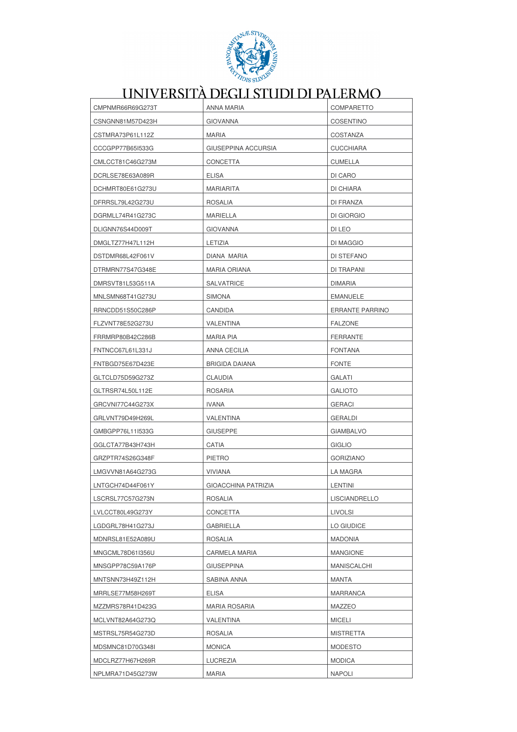UNIVERSITÀ DEGLI STUDI DI PALERMO

| | | |
|---|---|---|
| CMPNMR66R69G273T | ANNA MARIA | COMPARETTO |
| CSNGNN81M57D423H | GIOVANNA | COSENTINO |
| CSTMRA73P61L112Z | MARIA | COSTANZA |
| CCCGPP77B65I533G | GIUSEPPINA ACCURSIA | CUCCHIARA |
| CMLCCT81C46G273M | CONCETTA | CUMELLA |
| DCRLSE78E63A089R | ELISA | DI CARO |
| DCHMRT80E61G273U | MARIARITA | DI CHIARA |
| DFRRSL79L42G273U | ROSALIA | DI FRANZA |
| DGRMLL74R41G273C | MARIELLA | DI GIORGIO |
| DLIGNN76S44D009T | GIOVANNA | DI LEO |
| DMGLTZ77H47L112H | LETIZIA | DI MAGGIO |
| DSTDMR68L42F061V | DIANA MARIA | DI STEFANO |
| DTRMRN77S47G348E | MARIA ORIANA | DI TRAPANI |
| DMRSVT81L53G511A | SALVATRICE | DIMARIA |
| MNLSMN68T41G273U | SIMONA | EMANUELE |
| RRNCDD51S50C286P | CANDIDA | ERRANTE PARRINO |
| FLZVNT78E52G273U | VALENTINA | FALZONE |
| FRRMRP80B42C286B | MARIA PIA | FERRANTE |
| FNTNCC67L61L331J | ANNA CECILIA | FONTANA |
| FNTBGD75E67D423E | BRIGIDA DAIANA | FONTE |
| GLTCLD75D59G273Z | CLAUDIA | GALATI |
| GLTRSR74L50L112E | ROSARIA | GALIOTO |
| GRCVNI77C44G273X | IVANA | GERACI |
| GRLVNT79D49H269L | VALENTINA | GERALDI |
| GMBGPP76L11I533G | GIUSEPPE | GIAMBALVO |
| GGLCTA77B43H743H | CATIA | GIGLIO |
| GRZPTR74S26G348F | PIETRO | GORIZIANO |
| LMGVVN81A64G273G | VIVIANA | LA MAGRA |
| LNTGCH74D44F061Y | GIOACCHINA PATRIZIA | LENTINI |
| LSCRSL77C57G273N | ROSALIA | LISCIANDRELLO |
| LVLCCT80L49G273Y | CONCETTA | LIVOLSI |
| LGDGRL78H41G273J | GABRIELLA | LO GIUDICE |
| MDNRSL81E52A089U | ROSALIA | MADONIA |
| MNGCML78D61I356U | CARMELA MARIA | MANGIONE |
| MNSGPP78C59A176P | GIUSEPPINA | MANISCALCHI |
| MNTSNN73H49Z112H | SABINA ANNA | MANTA |
| MRRLSE77M58H269T | ELISA | MARRANCA |
| MZZMRS78R41D423G | MARIA ROSARIA | MAZZEO |
| MCLVNT82A64G273Q | VALENTINA | MICELI |
| MSTRSL75R54G273D | ROSALIA | MISTRETTA |
| MDSMNC81D70G348I | MONICA | MODESTO |
| MDCLRZ77H67H269R | LUCREZIA | MODICA |
| NPLMRA71D45G273W | MARIA | NAPOLI |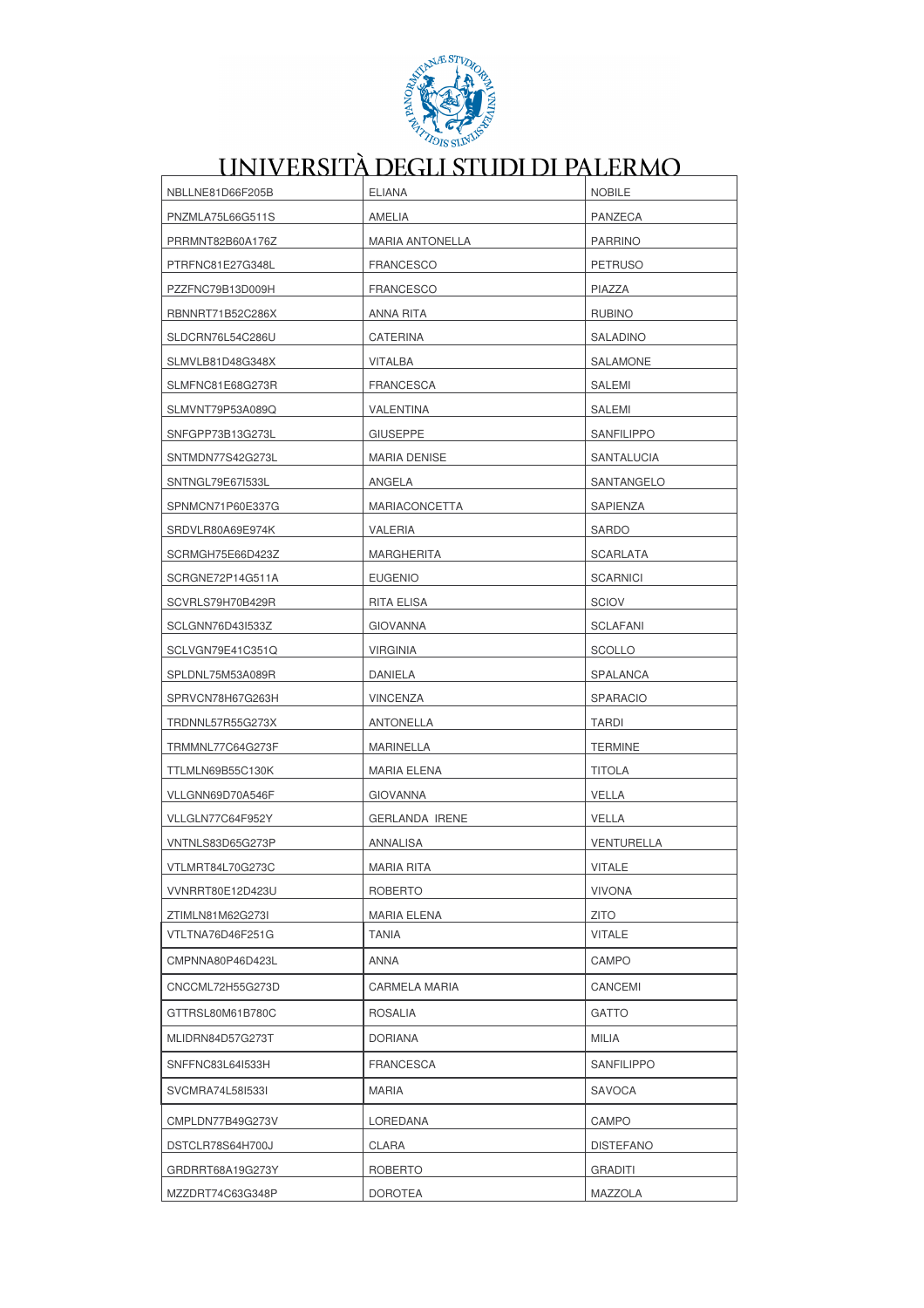# UNIVERSITÀ DEGLI STUDI DI PALERMO

| | | |
|---|---|---|
| NBLLNE81D66F205B | ELIANA | NOBILE |
| PNZMLA75L66G511S | AMELIA | PANZECA |
| PRRMNT82B60A176Z | MARIA ANTONELLA | PARRINO |
| PTRFNC81E27G348L | FRANCESCO | PETRUSO |
| PZZFNC79B13D009H | FRANCESCO | PIAZZA |
| RBNNRT71B52C286X | ANNA RITA | RUBINO |
| SLDCRN76L54C286U | CATERINA | SALADINO |
| SLMVLB81D48G348X | VITALBA | SALAMONE |
| SLMFNC81E68G273R | FRANCESCA | SALEMI |
| SLMVNT79P53A089Q | VALENTINA | SALEMI |
| SNFGPP73B13G273L | GIUSEPPE | SANFILIPPO |
| SNTMDN77S42G273L | MARIA DENISE | SANTALUCIA |
| SNTNGL79E67I533L | ANGELA | SANTANGELO |
| SPNMCN71P60E337G | MARIACONCETTA | SAPIENZA |
| SRDVLR80A69E974K | VALERIA | SARDO |
| SCRMGH75E66D423Z | MARGHERITA | SCARLATA |
| SCRGNE72P14G511A | EUGENIO | SCARNICI |
| SCVRLS79H70B429R | RITA ELISA | SCIOV |
| SCLGNN76D43I533Z | GIOVANNA | SCLAFANI |
| SCLVGN79E41C351Q | VIRGINIA | SCOLLO |
| SPLDNL75M53A089R | DANIELA | SPALANCA |
| SPRVCN78H67G263H | VINCENZA | SPARACIO |
| TRDNNL57R55G273X | ANTONELLA | TARDI |
| TRMMNL77C64G273F | MARINELLA | TERMINE |
| TTLMLN69B55C130K | MARIA ELENA | TITOLA |
| VLLGNN69D70A546F | GIOVANNA | VELLA |
| VLLGLN77C64F952Y | GERLANDA IRENE | VELLA |
| VNTNLS83D65G273P | ANNALISA | VENTURELLA |
| VTLMRT84L70G273C | MARIA RITA | VITALE |
| VVNRRT80E12D423U | ROBERTO | VIVONA |
| ZTIMLN81M62G273I | MARIA ELENA | ZITO |
| VTLTNA76D46F251G | TANIA | VITALE |
| CMPNNA80P46D423L | ANNA | CAMPO |
| CNCCML72H55G273D | CARMELA MARIA | CANCEMI |
| GTTRSL80M61B780C | ROSALIA | GATTO |
| MLIDRN84D57G273T | DORIANA | MILIA |
| SNFFNC83L64I533H | FRANCESCA | SANFILIPPO |
| SVCMRA74L58I533I | MARIA | SAVOCA |
| CMPLDN77B49G273V | LOREDANA | CAMPO |
| DSTCLR78S64H700J | CLARA | DISTEFANO |
| GRDRRT68A19G273Y | ROBERTO | GRADITI |
| MZZDRT74C63G348P | DOROTEA | MAZZOLA |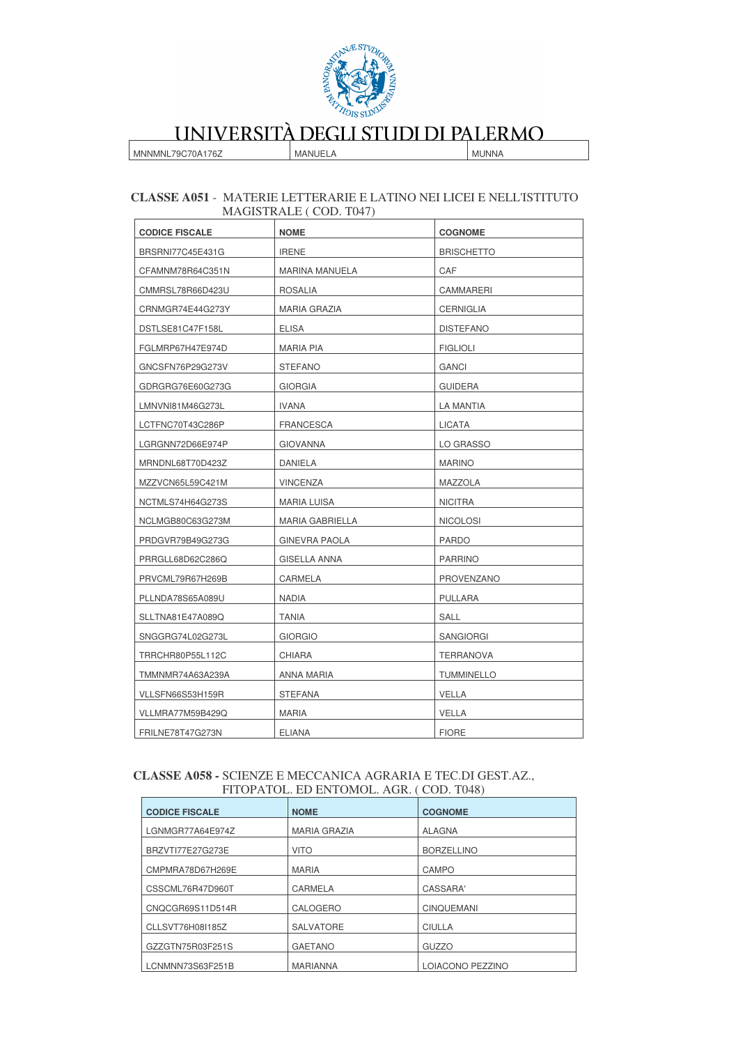| MNNMNL79C70A176Z | MANUELA | MUNNA |
|---|---|---|

**CLASSE A051** - MATERIE LETTERARIE E LATINO NEI LICEI E NELL'ISTITUTO MAGISTRALE ( COD. T047)

| CODICE FISCALE | NOME | COGNOME |
|---|---|---|
| BRSRNI77C45E431G | IRENE | BRISCHETTO |
| CFAMNM78R64C351N | MARINA MANUELA | CAF |
| CMMRSL78R66D423U | ROSALIA | CAMMARERI |
| CRNMGR74E44G273Y | MARIA GRAZIA | CERNIGLIA |
| DSTLSE81C47F158L | ELISA | DISTEFANO |
| FGLMRP67H47E974D | MARIA PIA | FIGLIOLI |
| GNCSFN76P29G273V | STEFANO | GANCI |
| GDRGRG76E60G273G | GIORGIA | GUIDERA |
| LMNVNI81M46G273L | IVANA | LA MANTIA |
| LCTFNC70T43C286P | FRANCESCA | LICATA |
| LGRGNN72D66E974P | GIOVANNA | LO GRASSO |
| MRNDNL68T70D423Z | DANIELA | MARINO |
| MZZVCN65L59C421M | VINCENZA | MAZZOLA |
| NCTMLS74H64G273S | MARIA LUISA | NICITRA |
| NCLMGB80C63G273M | MARIA GABRIELLA | NICOLOSI |
| PRDGVR79B49G273G | GINEVRA PAOLA | PARDO |
| PRRGLL68D62C286Q | GISELLA ANNA | PARRINO |
| PRVCML79R67H269B | CARMELA | PROVENZANO |
| PLLNDA78S65A089U | NADIA | PULLARA |
| SLLTNA81E47A089Q | TANIA | SALL |
| SNGGRG74L02G273L | GIORGIO | SANGIORGI |
| TRRCHR80P55L112C | CHIARA | TERRANOVA |
| TMMNMR74A63A239A | ANNA MARIA | TUMMINELLO |
| VLLSFN66S53H159R | STEFANA | VELLA |
| VLLMRA77M59B429Q | MARIA | VELLA |
| FRILNE78T47G273N | ELIANA | FIORE |

**CLASSE A058 -** SCIENZE E MECCANICA AGRARIA E TEC.DI GEST.AZ., FITOPATOL. ED ENTOMOL. AGR. ( COD. T048)

| CODICE FISCALE | NOME | COGNOME |
|---|---|---|
| LGNMGR77A64E974Z | MARIA GRAZIA | ALAGNA |
| BRZVTI77E27G273E | VITO | BORZELLINO |
| CMPMRA78D67H269E | MARIA | CAMPO |
| CSSCML76R47D960T | CARMELA | CASSARA' |
| CNQCGR69S11D514R | CALOGERO | CINQUEMANI |
| CLLSVT76H08I185Z | SALVATORE | CIULLA |
| GZZGTN75R03F251S | GAETANO | GUZZO |
| LCNMNN73S63F251B | MARIANNA | LOIACONO PEZZINO |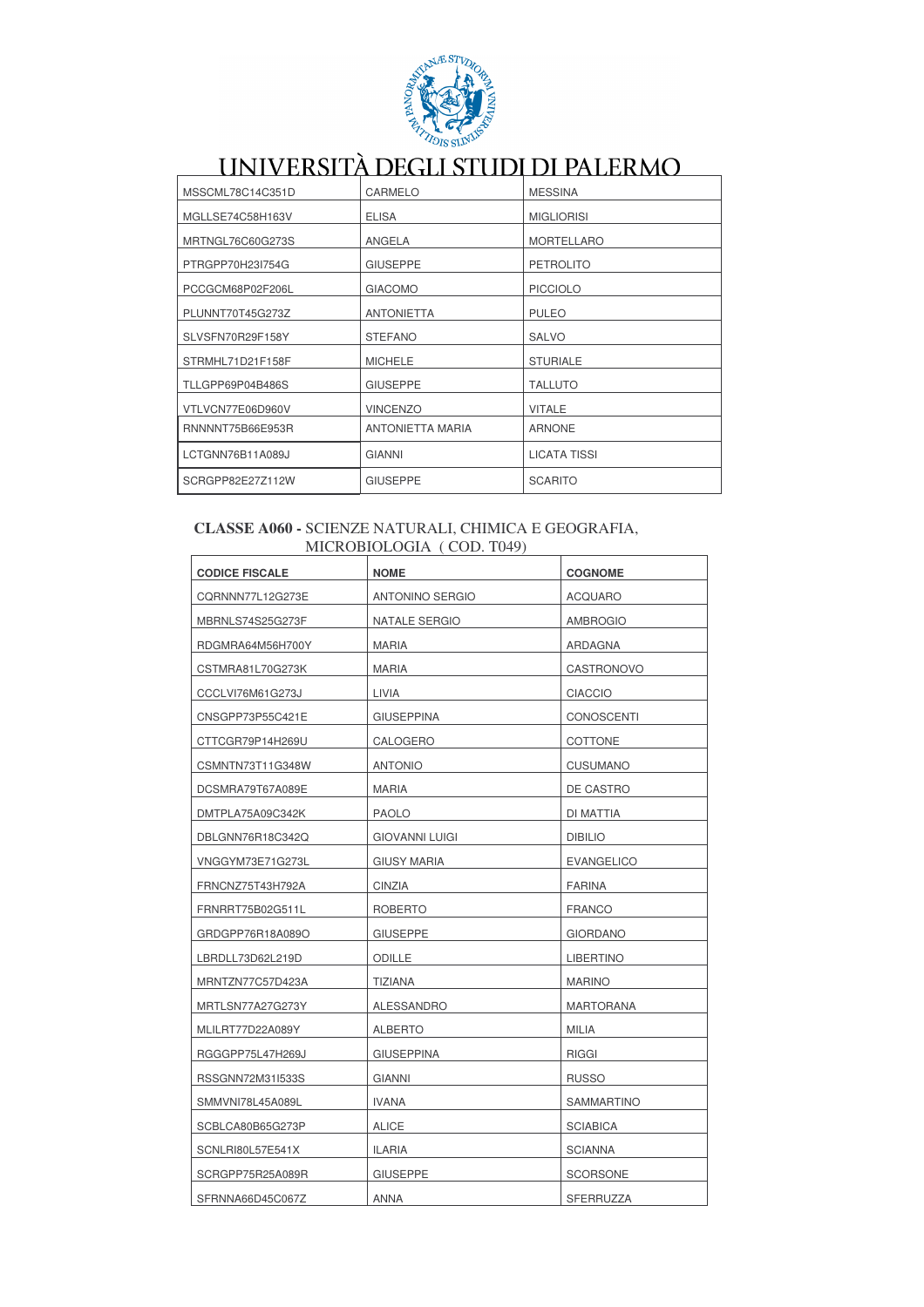# UNIVERSITÀ DEGLI STUDI DI PALERMO

| | | |
|---|---|---|
| MSSCML78C14C351D | CARMELO | MESSINA |
| MGLLSE74C58H163V | ELISA | MIGLIORISI |
| MRTNGL76C60G273S | ANGELA | MORTELLARO |
| PTRGPP70H23I754G | GIUSEPPE | PETROLITO |
| PCCGCM68P02F206L | GIACOMO | PICCIOLO |
| PLUNNT70T45G273Z | ANTONIETTA | PULEO |
| SLVSFN70R29F158Y | STEFANO | SALVO |
| STRMHL71D21F158F | MICHELE | STURIALE |
| TLLGPP69P04B486S | GIUSEPPE | TALLUTO |
| VTLVCN77E06D960V | VINCENZO | VITALE |
| RNNNNT75B66E953R | ANTONIETTA MARIA | ARNONE |
| LCTGNN76B11A089J | GIANNI | LICATA TISSI |
| SCRGPP82E27Z112W | GIUSEPPE | SCARITO |

**CLASSE A060 -** SCIENZE NATURALI, CHIMICA E GEOGRAFIA, MICROBIOLOGIA ( COD. T049)

| CODICE FISCALE | NOME | COGNOME |
|---|---|---|
| CQRNNN77L12G273E | ANTONINO SERGIO | ACQUARO |
| MBRNLS74S25G273F | NATALE SERGIO | AMBROGIO |
| RDGMRA64M56H700Y | MARIA | ARDAGNA |
| CSTMRA81L70G273K | MARIA | CASTRONOVO |
| CCCLVI76M61G273J | LIVIA | CIACCIO |
| CNSGPP73P55C421E | GIUSEPPINA | CONOSCENTI |
| CTTCGR79P14H269U | CALOGERO | COTTONE |
| CSMNTN73T11G348W | ANTONIO | CUSUMANO |
| DCSMRA79T67A089E | MARIA | DE CASTRO |
| DMTPLA75A09C342K | PAOLO | DI MATTIA |
| DBLGNN76R18C342Q | GIOVANNI LUIGI | DIBILIO |
| VNGGYM73E71G273L | GIUSY MARIA | EVANGELICO |
| FRNCNZ75T43H792A | CINZIA | FARINA |
| FRNRRT75B02G511L | ROBERTO | FRANCO |
| GRDGPP76R18A089O | GIUSEPPE | GIORDANO |
| LBRDLL73D62L219D | ODILLE | LIBERTINO |
| MRNTZN77C57D423A | TIZIANA | MARINO |
| MRTLSN77A27G273Y | ALESSANDRO | MARTORANA |
| MLILRT77D22A089Y | ALBERTO | MILIA |
| RGGGPP75L47H269J | GIUSEPPINA | RIGGI |
| RSSGNN72M31I533S | GIANNI | RUSSO |
| SMMVNI78L45A089L | IVANA | SAMMARTINO |
| SCBLCA80B65G273P | ALICE | SCIABICA |
| SCNLRI80L57E541X | ILARIA | SCIANNA |
| SCRGPP75R25A089R | GIUSEPPE | SCORSONE |
| SFRNNA66D45C067Z | ANNA | SFERRUZZA |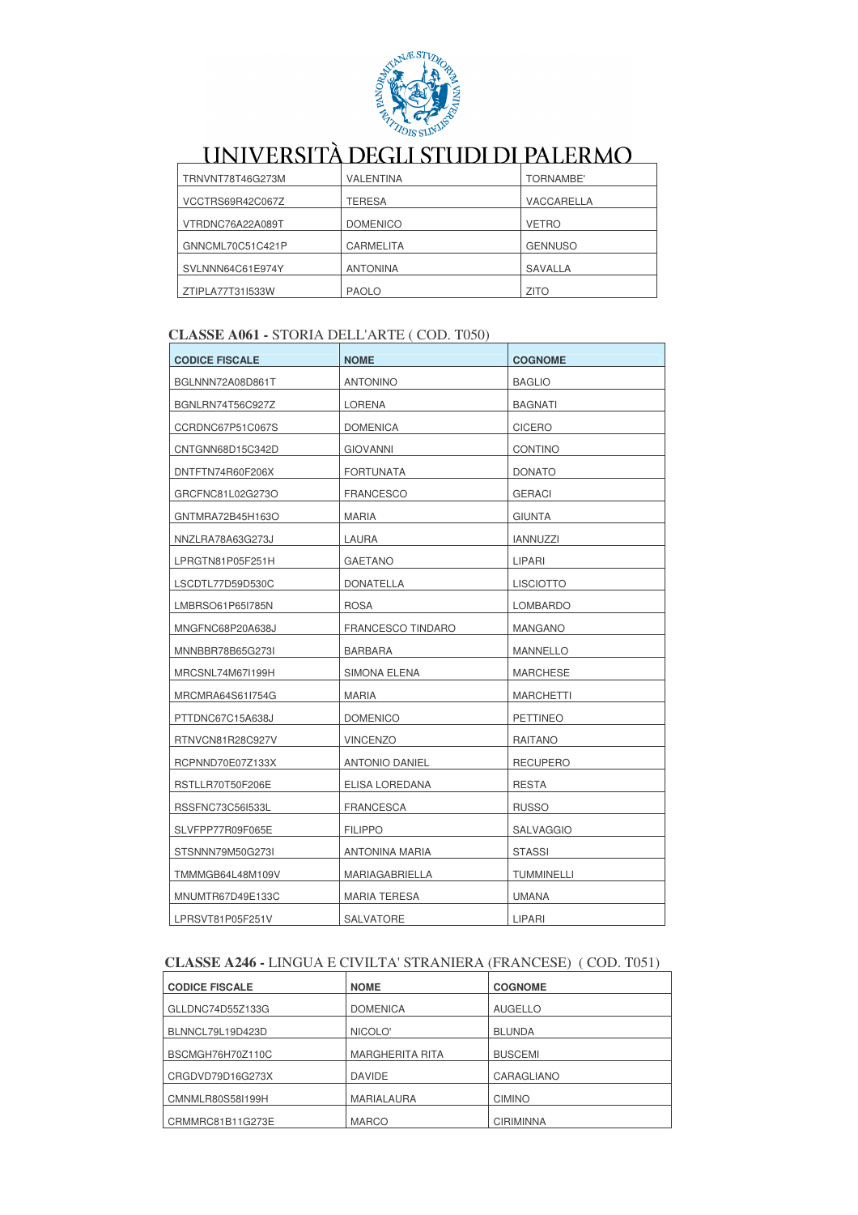UNIVERSITÀ DEGLI STUDI DI PALERMO

| | | |
|---|---|---|
| TRNVNT78T46G273M | VALENTINA | TORNAMBE' |
| VCCTRS69R42C067Z | TERESA | VACCARELLA |
| VTRDNC76A22A089T | DOMENICO | VETRO |
| GNNCML70C51C421P | CARMELITA | GENNUSO |
| SVLNNN64C61E974Y | ANTONINA | SAVALLA |
| ZTIPLA77T31I533W | PAOLO | ZITO |

**CLASSE A061 -** STORIA DELL'ARTE ( COD. T050)

| CODICE FISCALE | NOME | COGNOME |
|---|---|---|
| BGLNNN72A08D861T | ANTONINO | BAGLIO |
| BGNLRN74T56C927Z | LORENA | BAGNATI |
| CCRDNC67P51C067S | DOMENICA | CICERO |
| CNTGNN68D15C342D | GIOVANNI | CONTINO |
| DNTFTN74R60F206X | FORTUNATA | DONATO |
| GRCFNC81L02G273O | FRANCESCO | GERACI |
| GNTMRA72B45H163O | MARIA | GIUNTA |
| NNZLRA78A63G273J | LAURA | IANNUZZI |
| LPRGTN81P05F251H | GAETANO | LIPARI |
| LSCDTL77D59D530C | DONATELLA | LISCIOTTO |
| LMBRSO61P65I785N | ROSA | LOMBARDO |
| MNGFNC68P20A638J | FRANCESCO TINDARO | MANGANO |
| MNNBBR78B65G273I | BARBARA | MANNELLO |
| MRCSNL74M67I199H | SIMONA ELENA | MARCHESE |
| MRCMRA64S61I754G | MARIA | MARCHETTI |
| PTTDNC67C15A638J | DOMENICO | PETTINEO |
| RTNVCN81R28C927V | VINCENZO | RAITANO |
| RCPNND70E07Z133X | ANTONIO DANIEL | RECUPERO |
| RSTLLR70T50F206E | ELISA LOREDANA | RESTA |
| RSSFNC73C56I533L | FRANCESCA | RUSSO |
| SLVFPP77R09F065E | FILIPPO | SALVAGGIO |
| STSNNN79M50G273I | ANTONINA MARIA | STASSI |
| TMMMGB64L48M109V | MARIAGABRIELLA | TUMMINELLI |
| MNUMTR67D49E133C | MARIA TERESA | UMANA |
| LPRSVT81P05F251V | SALVATORE | LIPARI |

**CLASSE A246 -** LINGUA E CIVILTA' STRANIERA (FRANCESE) ( COD. T051)

| CODICE FISCALE | NOME | COGNOME |
|---|---|---|
| GLLDNC74D55Z133G | DOMENICA | AUGELLO |
| BLNNCL79L19D423D | NICOLO' | BLUNDA |
| BSCMGH76H70Z110C | MARGHERITA RITA | BUSCEMI |
| CRGDVD79D16G273X | DAVIDE | CARAGLIANO |
| CMNMLR80S58I199H | MARIALAURA | CIMINO |
| CRMMRC81B11G273E | MARCO | CIRIMINNA |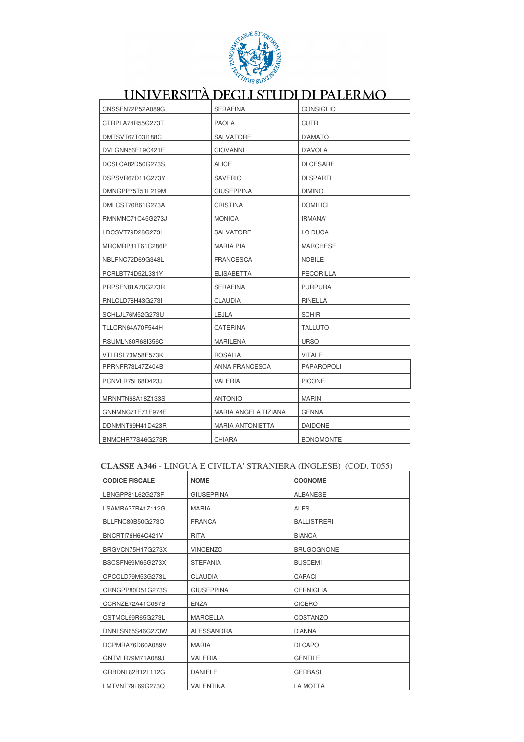# UNIVERSITÀ DEGLI STUDI DI PALERMO

| | | |
|---|---|---|
| CNSSFN72P52A089G | SERAFINA | CONSIGLIO |
| CTRPLA74R55G273T | PAOLA | CUTR |
| DMTSVT67T03I188C | SALVATORE | D'AMATO |
| DVLGNN56E19C421E | GIOVANNI | D'AVOLA |
| DCSLCA82D50G273S | ALICE | DI CESARE |
| DSPSVR67D11G273Y | SAVERIO | DI SPARTI |
| DMNGPP75T51L219M | GIUSEPPINA | DIMINO |
| DMLCST70B61G273A | CRISTINA | DOMILICI |
| RMNMNC71C45G273J | MONICA | IRMANA' |
| LDCSVT79D28G273I | SALVATORE | LO DUCA |
| MRCMRP81T61C286P | MARIA PIA | MARCHESE |
| NBLFNC72D69G348L | FRANCESCA | NOBILE |
| PCRLBT74D52L331Y | ELISABETTA | PECORILLA |
| PRPSFN81A70G273R | SERAFINA | PURPURA |
| RNLCLD78H43G273I | CLAUDIA | RINELLA |
| SCHLJL76M52G273U | LEJLA | SCHIR |
| TLLCRN64A70F544H | CATERINA | TALLUTO |
| RSUMLN80R68I356C | MARILENA | URSO |
| VTLRSL73M58E573K | ROSALIA | VITALE |
| PPRNFR73L47Z404B | ANNA FRANCESCA | PAPAROPOLI |
| PCNVLR75L68D423J | VALERIA | PICONE |
| MRNNTN68A18Z133S | ANTONIO | MARIN |
| GNNMNG71E71E974F | MARIA ANGELA TIZIANA | GENNA |
| DDNMNT69H41D423R | MARIA ANTONIETTA | DAIDONE |
| BNMCHR77S46G273R | CHIARA | BONOMONTE |

**CLASSE A346** - LINGUA E CIVILTA' STRANIERA (INGLESE) (COD. T055)

| CODICE FISCALE | NOME | COGNOME |
|---|---|---|
| LBNGPP81L62G273F | GIUSEPPINA | ALBANESE |
| LSAMRA77R41Z112G | MARIA | ALES |
| BLLFNC80B50G273O | FRANCA | BALLISTRERI |
| BNCRTI76H64C421V | RITA | BIANCA |
| BRGVCN75H17G273X | VINCENZO | BRUGOGNONE |
| BSCSFN69M65G273X | STEFANIA | BUSCEMI |
| CPCCLD79M53G273L | CLAUDIA | CAPACI |
| CRNGPP80D51G273S | GIUSEPPINA | CERNIGLIA |
| CCRNZE72A41C067B | ENZA | CICERO |
| CSTMCL69R65G273L | MARCELLA | COSTANZO |
| DNNLSN65S46G273W | ALESSANDRA | D'ANNA |
| DCPMRA76D60A089V | MARIA | DI CAPO |
| GNTVLR79M71A089J | VALERIA | GENTILE |
| GRBDNL82B12L112G | DANIELE | GERBASI |
| LMTVNT79L69G273Q | VALENTINA | LA MOTTA |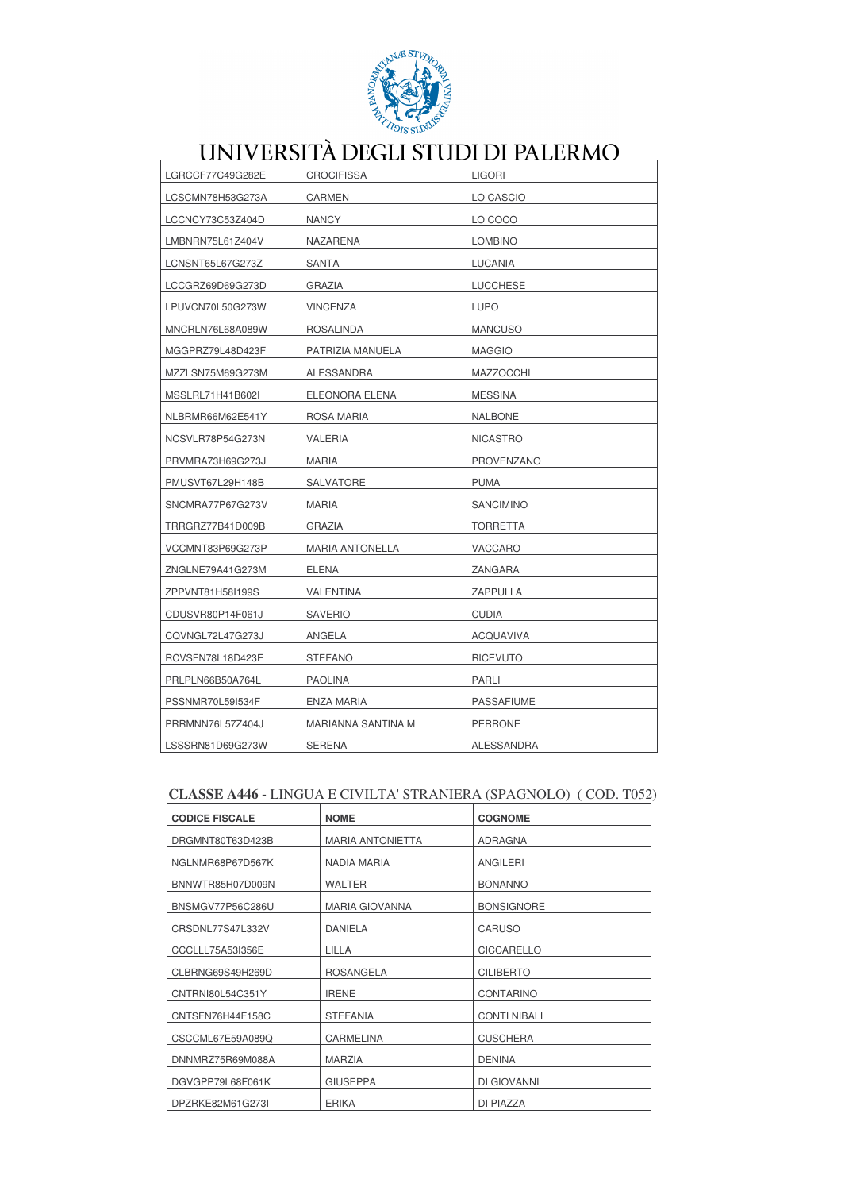# UNIVERSITÀ DEGLI STUDI DI PALERMO

| | | |
|---|---|---|
| LGRCCF77C49G282E | CROCIFISSA | LIGORI |
| LCSCMN78H53G273A | CARMEN | LO CASCIO |
| LCCNCY73C53Z404D | NANCY | LO COCO |
| LMBNRN75L61Z404V | NAZARENA | LOMBINO |
| LCNSNT65L67G273Z | SANTA | LUCANIA |
| LCCGRZ69D69G273D | GRAZIA | LUCCHESE |
| LPUVCN70L50G273W | VINCENZA | LUPO |
| MNCRLN76L68A089W | ROSALINDA | MANCUSO |
| MGGPRZ79L48D423F | PATRIZIA MANUELA | MAGGIO |
| MZZLSN75M69G273M | ALESSANDRA | MAZZOCCHI |
| MSSLRL71H41B602I | ELEONORA ELENA | MESSINA |
| NLBRMR66M62E541Y | ROSA MARIA | NALBONE |
| NCSVLR78P54G273N | VALERIA | NICASTRO |
| PRVMRA73H69G273J | MARIA | PROVENZANO |
| PMUSVT67L29H148B | SALVATORE | PUMA |
| SNCMRA77P67G273V | MARIA | SANCIMINO |
| TRRGRZ77B41D009B | GRAZIA | TORRETTA |
| VCCMNT83P69G273P | MARIA ANTONELLA | VACCARO |
| ZNGLNE79A41G273M | ELENA | ZANGARA |
| ZPPVNT81H58I199S | VALENTINA | ZAPPULLA |
| CDUSVR80P14F061J | SAVERIO | CUDIA |
| CQVNGL72L47G273J | ANGELA | ACQUAVIVA |
| RCVSFN78L18D423E | STEFANO | RICEVUTO |
| PRLPLN66B50A764L | PAOLINA | PARLI |
| PSSNMR70L59I534F | ENZA MARIA | PASSAFIUME |
| PRRMNN76L57Z404J | MARIANNA SANTINA M | PERRONE |
| LSSSRN81D69G273W | SERENA | ALESSANDRA |

**CLASSE A446 -** LINGUA E CIVILTA' STRANIERA (SPAGNOLO) ( COD. T052)

| CODICE FISCALE | NOME | COGNOME |
|---|---|---|
| DRGMNT80T63D423B | MARIA ANTONIETTA | ADRAGNA |
| NGLNMR68P67D567K | NADIA MARIA | ANGILERI |
| BNNWTR85H07D009N | WALTER | BONANNO |
| BNSMGV77P56C286U | MARIA GIOVANNA | BONSIGNORE |
| CRSDNL77S47L332V | DANIELA | CARUSO |
| CCCLLL75A53I356E | LILLA | CICCARELLO |
| CLBRNG69S49H269D | ROSANGELA | CILIBERTO |
| CNTRNI80L54C351Y | IRENE | CONTARINO |
| CNTSFN76H44F158C | STEFANIA | CONTI NIBALI |
| CSCCML67E59A089Q | CARMELINA | CUSCHERA |
| DNNMRZ75R69M088A | MARZIA | DENINA |
| DGVGPP79L68F061K | GIUSEPPA | DI GIOVANNI |
| DPZRKE82M61G273I | ERIKA | DI PIAZZA |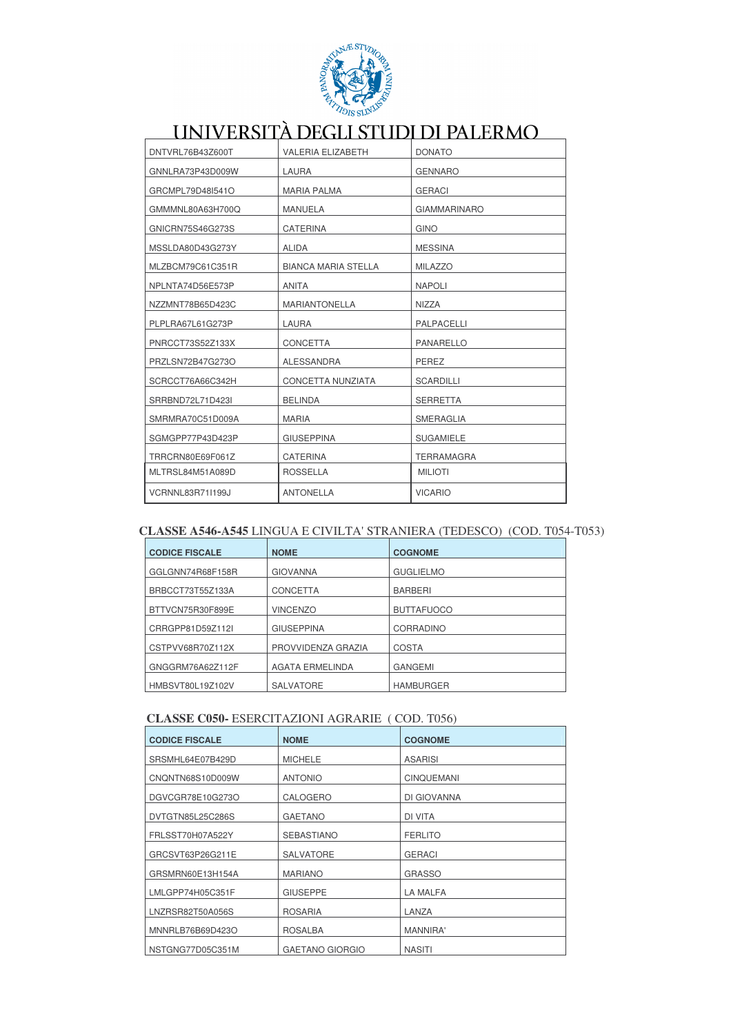# UNIVERSITÀ DEGLI STUDI DI PALERMO

| | | |
|---|---|---|
| DNTVRL76B43Z600T | VALERIA ELIZABETH | DONATO |
| GNNLRA73P43D009W | LAURA | GENNARO |
| GRCMPL79D48I541O | MARIA PALMA | GERACI |
| GMMMNL80A63H700Q | MANUELA | GIAMMARINARO |
| GNICRN75S46G273S | CATERINA | GINO |
| MSSLDA80D43G273Y | ALIDA | MESSINA |
| MLZBCM79C61C351R | BIANCA MARIA STELLA | MILAZZO |
| NPLNTA74D56E573P | ANITA | NAPOLI |
| NZZMNT78B65D423C | MARIANTONELLA | NIZZA |
| PLPLRA67L61G273P | LAURA | PALPACELLI |
| PNRCCT73S52Z133X | CONCETTA | PANARELLO |
| PRZLSN72B47G273O | ALESSANDRA | PEREZ |
| SCRCCT76A66C342H | CONCETTA NUNZIATA | SCARDILLI |
| SRRBND72L71D423I | BELINDA | SERRETTA |
| SMRMRA70C51D009A | MARIA | SMERAGLIA |
| SGMGPP77P43D423P | GIUSEPPINA | SUGAMIELE |
| TRRCRN80E69F061Z | CATERINA | TERRAMAGRA |
| MLTRSL84M51A089D | ROSSELLA | MILIOTI |
| VCRNNL83R71I199J | ANTONELLA | VICARIO |

## **CLASSE A546-A545** LINGUA E CIVILTA' STRANIERA (TEDESCO) (COD. T054-T053)

| CODICE FISCALE | NOME | COGNOME |
|---|---|---|
| GGLGNN74R68F158R | GIOVANNA | GUGLIELMO |
| BRBCCT73T55Z133A | CONCETTA | BARBERI |
| BTTVCN75R30F899E | VINCENZO | BUTTAFUOCO |
| CRRGPP81D59Z112I | GIUSEPPINA | CORRADINO |
| CSTPVV68R70Z112X | PROVVIDENZA GRAZIA | COSTA |
| GNGGRM76A62Z112F | AGATA ERMELINDA | GANGEMI |
| HMBSVT80L19Z102V | SALVATORE | HAMBURGER |

## **CLASSE C050-** ESERCITAZIONI AGRARIE ( COD. T056)

| CODICE FISCALE | NOME | COGNOME |
|---|---|---|
| SRSMHL64E07B429D | MICHELE | ASARISI |
| CNQNTN68S10D009W | ANTONIO | CINQUEMANI |
| DGVCGR78E10G273O | CALOGERO | DI GIOVANNA |
| DVTGTN85L25C286S | GAETANO | DI VITA |
| FRLSST70H07A522Y | SEBASTIANO | FERLITO |
| GRCSVT63P26G211E | SALVATORE | GERACI |
| GRSMRN60E13H154A | MARIANO | GRASSO |
| LMLGPP74H05C351F | GIUSEPPE | LA MALFA |
| LNZRSR82T50A056S | ROSARIA | LANZA |
| MNNRLB76B69D423O | ROSALBA | MANNIRA' |
| NSTGNG77D05C351M | GAETANO GIORGIO | NASITI |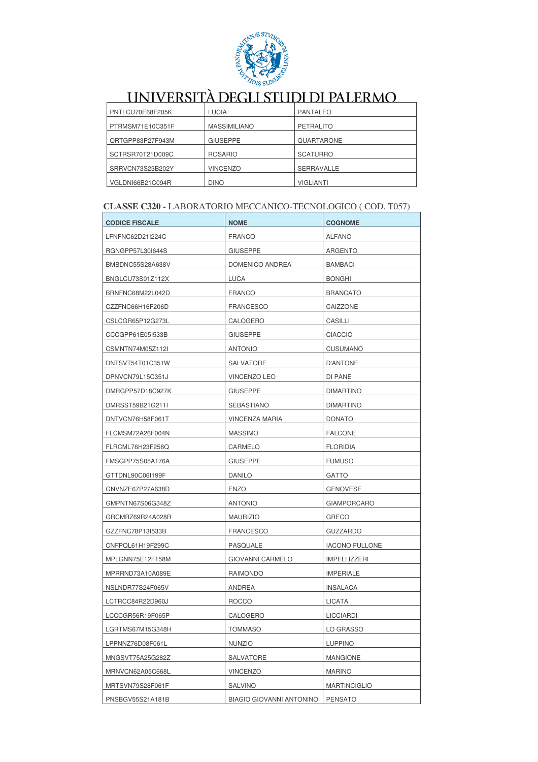| PNTLCU70E68F205K | LUCIA | PANTALEO |
|---|---|---|
| PTRMSM71E10C351F | MASSIMILIANO | PETRALITO |
| QRTGPP83P27F943M | GIUSEPPE | QUARTARONE |
| SCTRSR70T21D009C | ROSARIO | SCATURRO |
| SRRVCN73S23B202Y | VINCENZO | SERRAVALLE |
| VGLDNI66B21C094R | DINO | VIGLIANTI |

### CLASSE C320 - LABORATORIO MECCANICO-TECNOLOGICO ( COD. T057)

| CODICE FISCALE | NOME | COGNOME |
|---|---|---|
| LFNFNC62D21I224C | FRANCO | ALFANO |
| RGNGPP57L30I644S | GIUSEPPE | ARGENTO |
| BMBDNC55S28A638V | DOMENICO ANDREA | BAMBACI |
| BNGLCU73S01Z112X | LUCA | BONGHI |
| BRNFNC68M22L042D | FRANCO | BRANCATO |
| CZZFNC66H16F206D | FRANCESCO | CAIZZONE |
| CSLCGR65P12G273L | CALOGERO | CASILLI |
| CCCGPP61E05I533B | GIUSEPPE | CIACCIO |
| CSMNTN74M05Z112I | ANTONIO | CUSUMANO |
| DNTSVT54T01C351W | SALVATORE | D'ANTONE |
| DPNVCN79L15C351J | VINCENZO LEO | DI PANE |
| DMRGPP57D18C927K | GIUSEPPE | DIMARTINO |
| DMRSST59B21G211I | SEBASTIANO | DIMARTINO |
| DNTVCN76H58F061T | VINCENZA MARIA | DONATO |
| FLCMSM72A26F004N | MASSIMO | FALCONE |
| FLRCML76H23F258Q | CARMELO | FLORIDIA |
| FMSGPP75S05A176A | GIUSEPPE | FUMUSO |
| GTTDNL90C06I199F | DANILO | GATTO |
| GNVNZE67P27A638D | ENZO | GENOVESE |
| GMPNTN67S06G348Z | ANTONIO | GIAMPORCARO |
| GRCMRZ69R24A028R | MAURIZIO | GRECO |
| GZZFNC78P13I533B | FRANCESCO | GUZZARDO |
| CNFPQL61H19F299C | PASQUALE | IACONO FULLONE |
| MPLGNN75E12F158M | GIOVANNI CARMELO | IMPELLIZZERI |
| MPRRND73A10A089E | RAIMONDO | IMPERIALE |
| NSLNDR77S24F065V | ANDREA | INSALACA |
| LCTRCC84R22D960J | ROCCO | LICATA |
| LCCCGR56R19F065P | CALOGERO | LICCIARDI |
| LGRTMS67M15G348H | TOMMASO | LO GRASSO |
| LPPNNZ76D08F061L | NUNZIO | LUPPINO |
| MNGSVT75A25G282Z | SALVATORE | MANGIONE |
| MRNVCN62A05C668L | VINCENZO | MARINO |
| MRTSVN79S28F061F | SALVINO | MARTINCIGLIO |
| PNSBGV55S21A181B | BIAGIO GIOVANNI ANTONINO | PENSATO |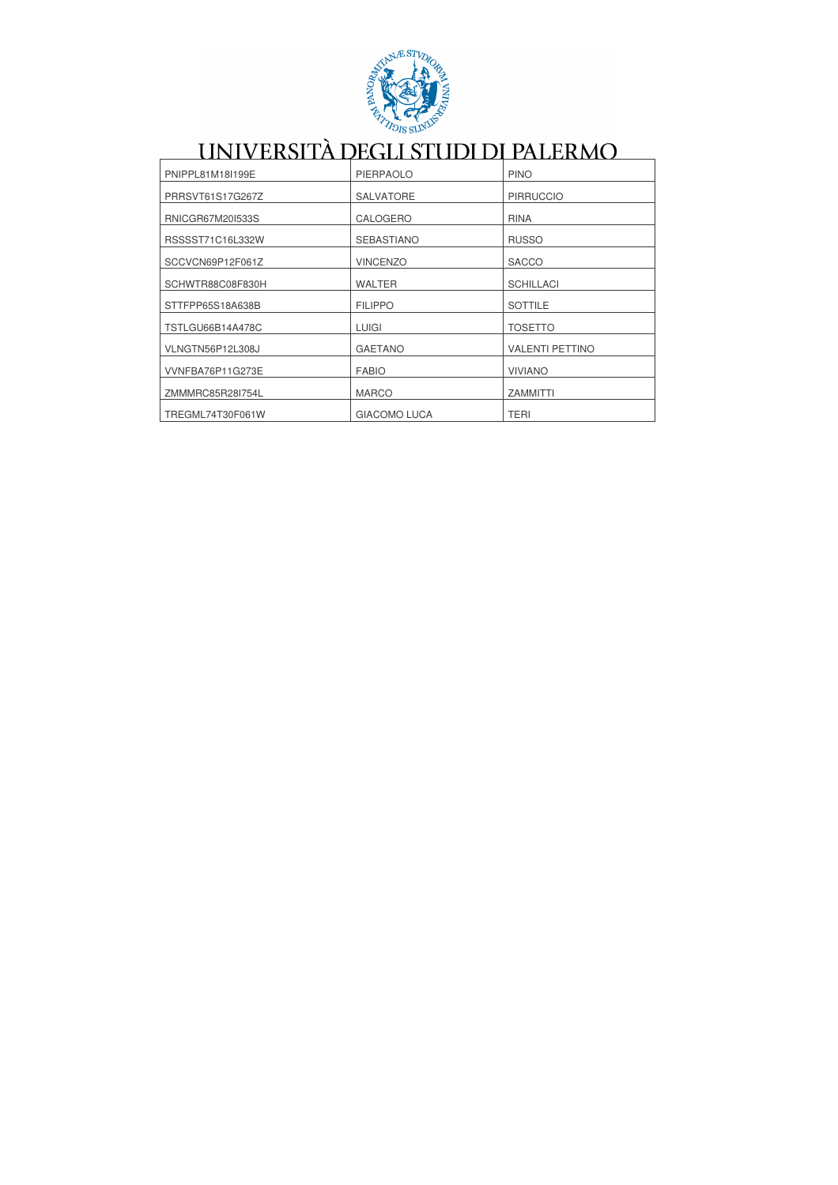# UNIVERSITÀ DEGLI STUDI DI PALERMO

| | | |
|---|---|---|
| PNIPPL81M18I199E | PIERPAOLO | PINO |
| PRRSVT61S17G267Z | SALVATORE | PIRRUCCIO |
| RNICGR67M20I533S | CALOGERO | RINA |
| RSSSST71C16L332W | SEBASTIANO | RUSSO |
| SCCVCN69P12F061Z | VINCENZO | SACCO |
| SCHWTR88C08F830H | WALTER | SCHILLACI |
| STTFPP65S18A638B | FILIPPO | SOTTILE |
| TSTLGU66B14A478C | LUIGI | TOSETTO |
| VLNGTN56P12L308J | GAETANO | VALENTI PETTINO |
| VVNFBA76P11G273E | FABIO | VIVIANO |
| ZMMMRC85R28I754L | MARCO | ZAMMITTI |
| TREGML74T30F061W | GIACOMO LUCA | TERI |